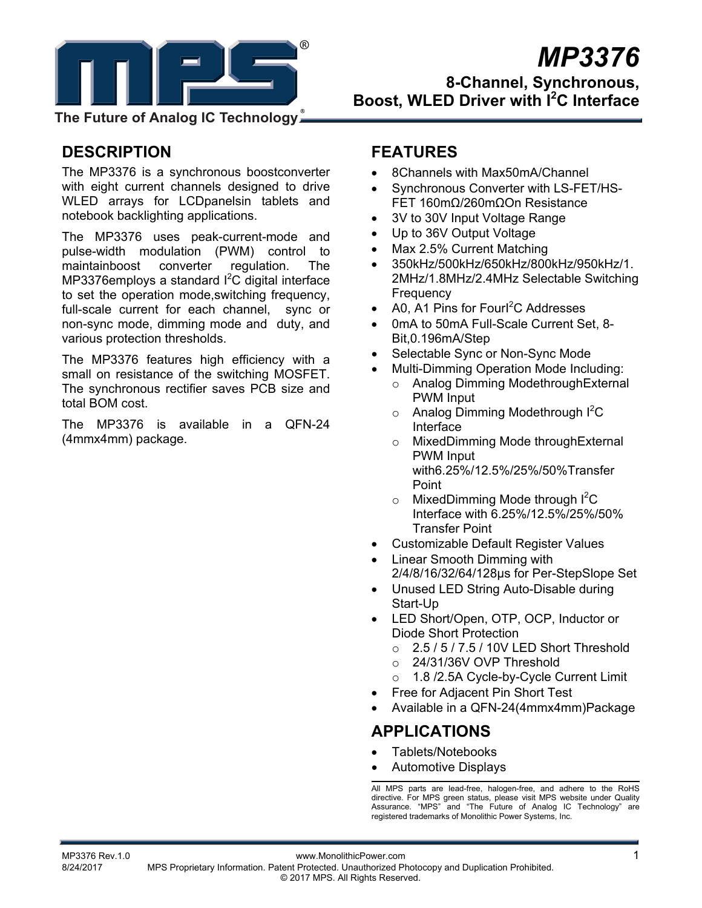# MP3376

## 8-Channel, Synchronous, Boost, WLED Driver with I²C Interface

The Future of Analog IC Technology

## DESCRIPTION

The MP3376 is a synchronous boostconverter with eight current channels designed to drive WLED arrays for LCDpanelsin tablets and notebook backlighting applications.

The MP3376 uses peak-current-mode and pulse-width modulation (PWM) control to maintainboost converter regulation. The MP3376employs a standard I²C digital interface to set the operation mode,switching frequency, full-scale current for each channel, sync or non-sync mode, dimming mode and duty, and various protection thresholds.

The MP3376 features high efficiency with a small on resistance of the switching MOSFET. The synchronous rectifier saves PCB size and total BOM cost.

The MP3376 is available in a QFN-24 (4mmx4mm) package.

## FEATURES

- 8Channels with Max50mA/Channel
- Synchronous Converter with LS-FET/HS-FET 160mΩ/260mΩOn Resistance
- 3V to 30V Input Voltage Range
- Up to 36V Output Voltage
- Max 2.5% Current Matching
- 350kHz/500kHz/650kHz/800kHz/950kHz/1.2MHz/1.8MHz/2.4MHz Selectable Switching Frequency
- A0, A1 Pins for FourI²C Addresses
- 0mA to 50mA Full-Scale Current Set, 8-Bit,0.196mA/Step
- Selectable Sync or Non-Sync Mode
- Multi-Dimming Operation Mode Including:
  - Analog Dimming ModethroughExternal PWM Input
  - Analog Dimming Modethrough I²C Interface
  - MixedDimming Mode throughExternal PWM Input with6.25%/12.5%/25%/50%Transfer Point
  - MixedDimming Mode through I²C Interface with 6.25%/12.5%/25%/50% Transfer Point
- Customizable Default Register Values
- Linear Smooth Dimming with 2/4/8/16/32/64/128µs for Per-StepSlope Set
- Unused LED String Auto-Disable during Start-Up
- LED Short/Open, OTP, OCP, Inductor or Diode Short Protection
  - 2.5 / 5 / 7.5 / 10V LED Short Threshold
  - 24/31/36V OVP Threshold
  - 1.8 /2.5A Cycle-by-Cycle Current Limit
- Free for Adjacent Pin Short Test
- Available in a QFN-24(4mmx4mm)Package

## APPLICATIONS

- Tablets/Notebooks
- Automotive Displays

All MPS parts are lead-free, halogen-free, and adhere to the RoHS directive. For MPS green status, please visit MPS website under Quality Assurance. "MPS" and "The Future of Analog IC Technology" are registered trademarks of Monolithic Power Systems, Inc.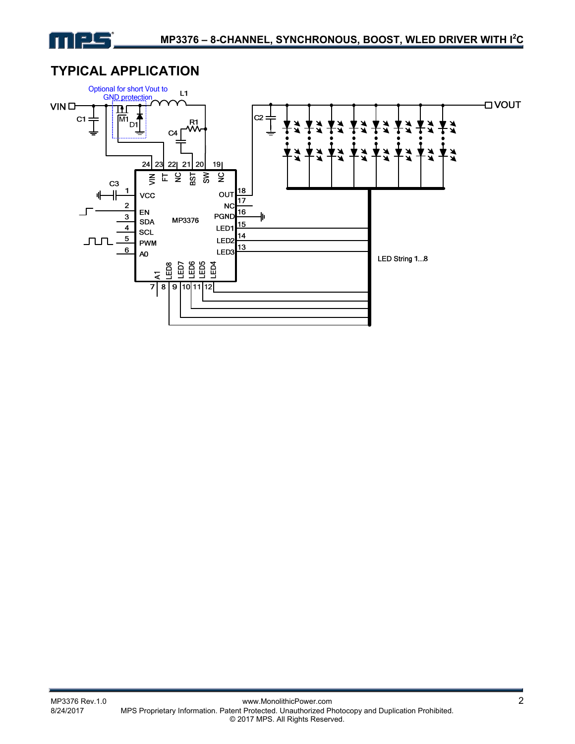## TYPICAL APPLICATION

Optional for short Vout to GND protection

VIN, VOUT, L1, C1, C2, C3, C4, R1, M1, D1

MP3376

| Pin | Name |
|---|---|
| 1 | VCC |
| 2 | EN |
| 3 | SDA |
| 4 | SCL |
| 5 | PWM |
| 6 | A0 |
| 7 | A1 |
| 8 | LED8 |
| 9 | LED7 |
| 10 | LED6 |
| 11 | LED5 |
| 12 | LED4 |
| 13 | LED3 |
| 14 | LED2 |
| 15 | LED1 |
| 16 | PGND |
| 17 | NC |
| 18 | OUT |
| 19 | NC |
| 20 | SW |
| 21 | BST |
| 22 | NC |
| 23 | FT |
| 24 | VIN |

LED String 1...8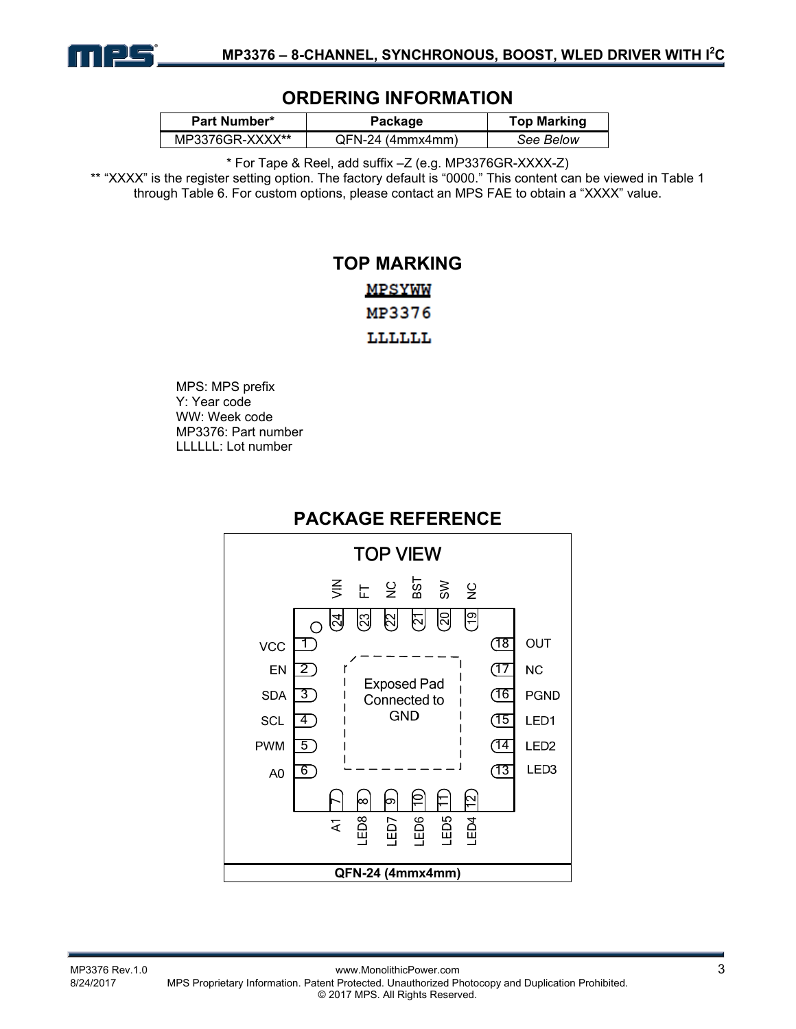## ORDERING INFORMATION

| Part Number* | Package | Top Marking |
|---|---|---|
| MP3376GR-XXXX** | QFN-24 (4mmx4mm) | *See Below* |

\* For Tape & Reel, add suffix –Z (e.g. MP3376GR-XXXX-Z)

** "XXXX" is the register setting option. The factory default is "0000." This content can be viewed in Table 1 through Table 6. For custom options, please contact an MPS FAE to obtain a "XXXX" value.

## TOP MARKING

MPSYWW
MP3376
LLLLLL

MPS: MPS prefix
Y: Year code
WW: Week code
MP3376: Part number
LLLLLL: Lot number

## PACKAGE REFERENCE

TOP VIEW

| Pin | Name | Pin | Name |
|---|---|---|---|
| 1 | VCC | 13 | LED3 |
| 2 | EN | 14 | LED2 |
| 3 | SDA | 15 | LED1 |
| 4 | SCL | 16 | PGND |
| 5 | PWM | 17 | NC |
| 6 | A0 | 18 | OUT |
| 7 | A1 | 19 | NC |
| 8 | LED8 | 20 | SW |
| 9 | LED7 | 21 | BST |
| 10 | LED6 | 22 | NC |
| 11 | LED5 | 23 | FT |
| 12 | LED4 | 24 | VIN |

Exposed Pad Connected to GND

QFN-24 (4mmx4mm)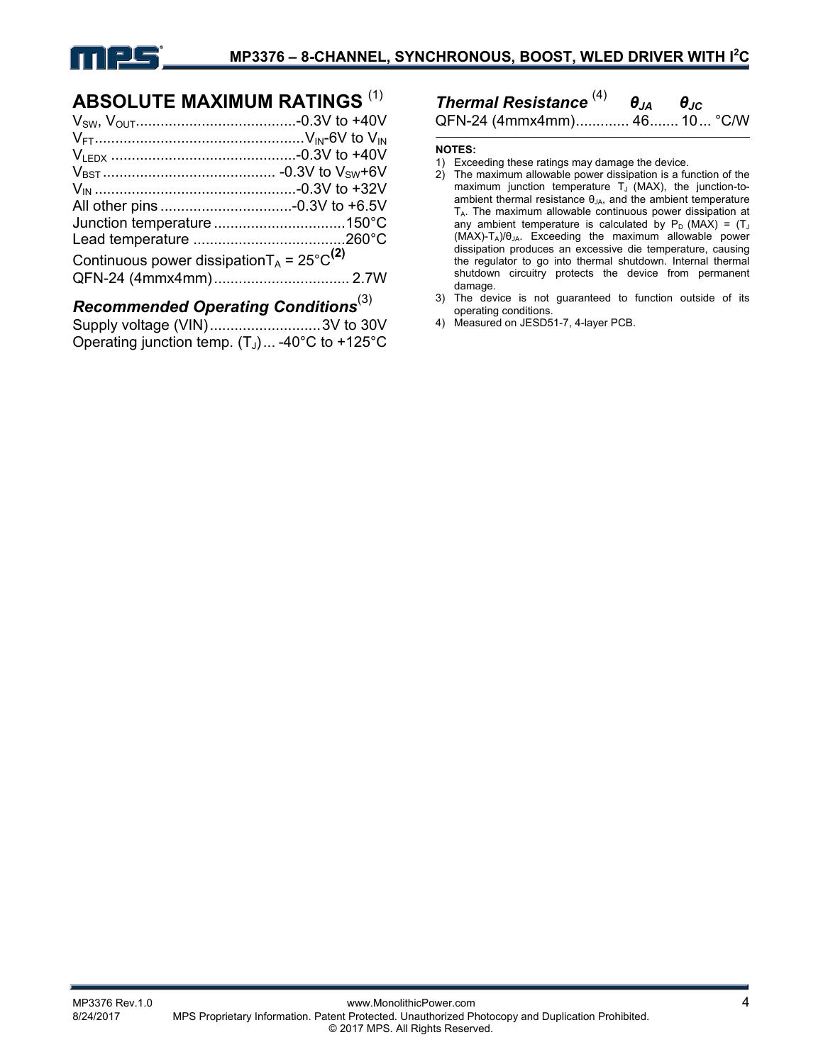## ABSOLUTE MAXIMUM RATINGS [1]

$V_{SW}$, $V_{OUT}$ ........................................-0.3V to +40V
$V_{FT}$ ................................................... $V_{IN}$-6V to $V_{IN}$
$V_{LEDX}$ .............................................-0.3V to +40V
$V_{BST}$ .......................................... -0.3V to $V_{SW}$+6V
$V_{IN}$ .................................................-0.3V to +32V
All other pins ................................-0.3V to +6.5V
Junction temperature ................................150°C
Lead temperature .....................................260°C
Continuous power dissipation $T_A$ = 25°C [2]
QFN-24 (4mmx4mm)................................. 2.7W

### *Recommended Operating Conditions* [3]

Supply voltage (VIN)...........................3V to 30V
Operating junction temp. ($T_J$)... -40°C to +125°C

### *Thermal Resistance* [4]

| | $\theta_{JA}$ | $\theta_{JC}$ | |
|---|---|---|---|
| QFN-24 (4mmx4mm) | 46 | 10 | °C/W |

**NOTES:**

1) Exceeding these ratings may damage the device.
2) The maximum allowable power dissipation is a function of the maximum junction temperature $T_J$ (MAX), the junction-to-ambient thermal resistance $\theta_{JA}$, and the ambient temperature $T_A$. The maximum allowable continuous power dissipation at any ambient temperature is calculated by $P_D$ (MAX) = ($T_J$ (MAX)-$T_A$)/$\theta_{JA}$. Exceeding the maximum allowable power dissipation produces an excessive die temperature, causing the regulator to go into thermal shutdown. Internal thermal shutdown circuitry protects the device from permanent damage.
3) The device is not guaranteed to function outside of its operating conditions.
4) Measured on JESD51-7, 4-layer PCB.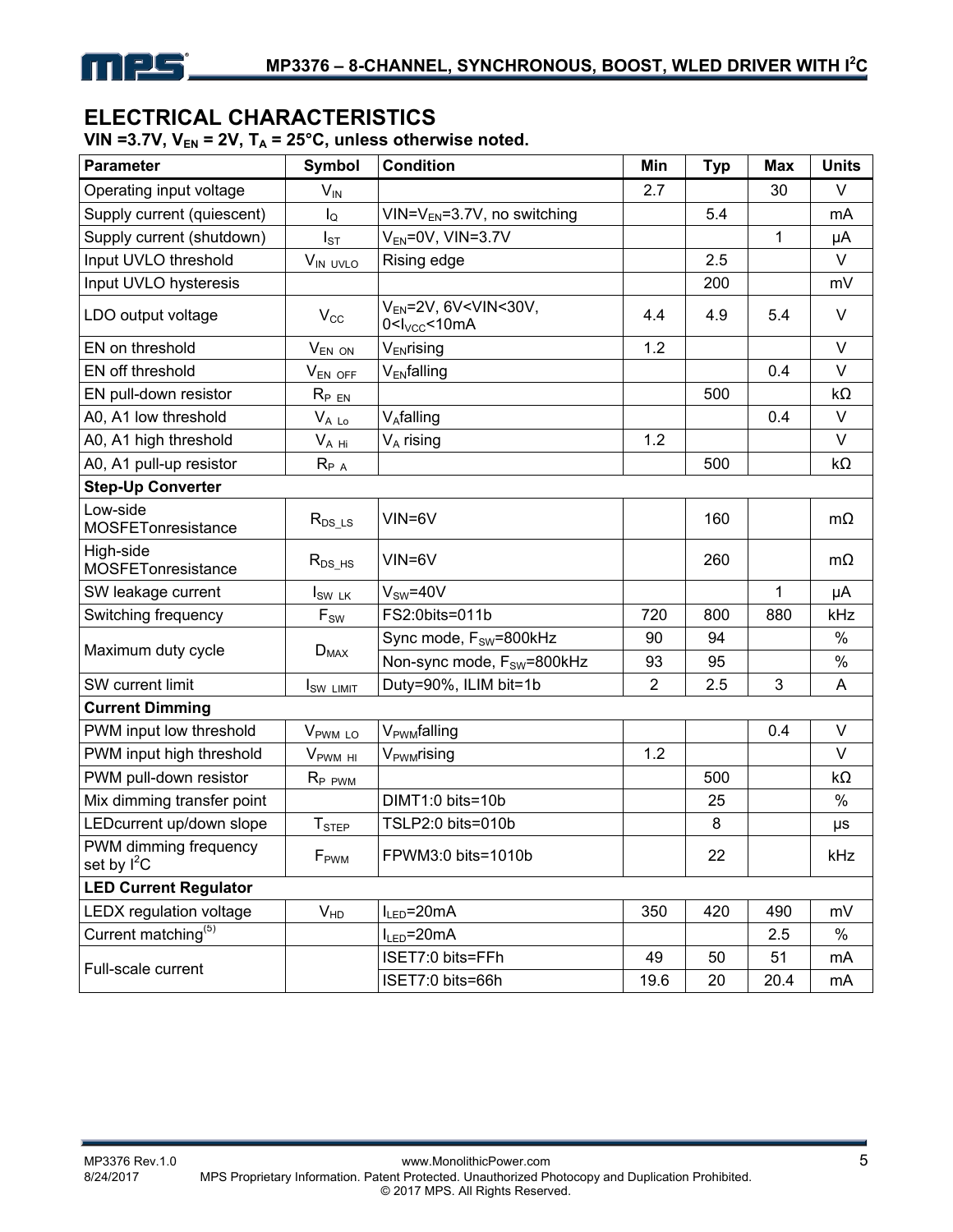## ELECTRICAL CHARACTERISTICS

**VIN =3.7V, $V_{EN}$ = 2V, $T_A$ = 25°C, unless otherwise noted.**

| Parameter | Symbol | Condition | Min | Typ | Max | Units |
|---|---|---|---|---|---|---|
| Operating input voltage | $V_{IN}$ | | 2.7 | | 30 | V |
| Supply current (quiescent) | $I_Q$ | VIN=$V_{EN}$=3.7V, no switching | | 5.4 | | mA |
| Supply current (shutdown) | $I_{ST}$ | $V_{EN}$=0V, VIN=3.7V | | | 1 | μA |
| Input UVLO threshold | $V_{IN\_UVLO}$ | Rising edge | | 2.5 | | V |
| Input UVLO hysteresis | | | | 200 | | mV |
| LDO output voltage | $V_{CC}$ | $V_{EN}$=2V, 6V<VIN<30V, 0<$I_{VCC}$<10mA | 4.4 | 4.9 | 5.4 | V |
| EN on threshold | $V_{EN\_ON}$ | $V_{EN}$rising | 1.2 | | | V |
| EN off threshold | $V_{EN\_OFF}$ | $V_{EN}$falling | | | 0.4 | V |
| EN pull-down resistor | $R_{P\_EN}$ | | | 500 | | kΩ |
| A0, A1 low threshold | $V_{A\_Lo}$ | $V_A$falling | | | 0.4 | V |
| A0, A1 high threshold | $V_{A\_Hi}$ | $V_A$ rising | 1.2 | | | V |
| A0, A1 pull-up resistor | $R_{P\_A}$ | | | 500 | | kΩ |
| **Step-Up Converter** | | | | | | |
| Low-side MOSFETonresistance | $R_{DS\_LS}$ | VIN=6V | | 160 | | mΩ |
| High-side MOSFETonresistance | $R_{DS\_HS}$ | VIN=6V | | 260 | | mΩ |
| SW leakage current | $I_{SW\_LK}$ | $V_{SW}$=40V | | | 1 | μA |
| Switching frequency | $F_{SW}$ | FS2:0bits=011b | 720 | 800 | 880 | kHz |
| Maximum duty cycle | $D_{MAX}$ | Sync mode, $F_{SW}$=800kHz | 90 | 94 | | % |
| | | Non-sync mode, $F_{SW}$=800kHz | 93 | 95 | | % |
| SW current limit | $I_{SW\_LIMIT}$ | Duty=90%, ILIM bit=1b | 2 | 2.5 | 3 | A |
| **Current Dimming** | | | | | | |
| PWM input low threshold | $V_{PWM\_LO}$ | $V_{PWM}$falling | | | 0.4 | V |
| PWM input high threshold | $V_{PWM\_HI}$ | $V_{PWM}$rising | 1.2 | | | V |
| PWM pull-down resistor | $R_{P\_PWM}$ | | | 500 | | kΩ |
| Mix dimming transfer point | | DIMT1:0 bits=10b | | 25 | | % |
| LEDcurrent up/down slope | $T_{STEP}$ | TSLP2:0 bits=010b | | 8 | | μs |
| PWM dimming frequency set by $I^2C$ | $F_{PWM}$ | FPWM3:0 bits=1010b | | 22 | | kHz |
| **LED Current Regulator** | | | | | | |
| LEDX regulation voltage | $V_{HD}$ | $I_{LED}$=20mA | 350 | 420 | 490 | mV |
| Current matching[5] | | $I_{LED}$=20mA | | | 2.5 | % |
| Full-scale current | | ISET7:0 bits=FFh | 49 | 50 | 51 | mA |
| | | ISET7:0 bits=66h | 19.6 | 20 | 20.4 | mA |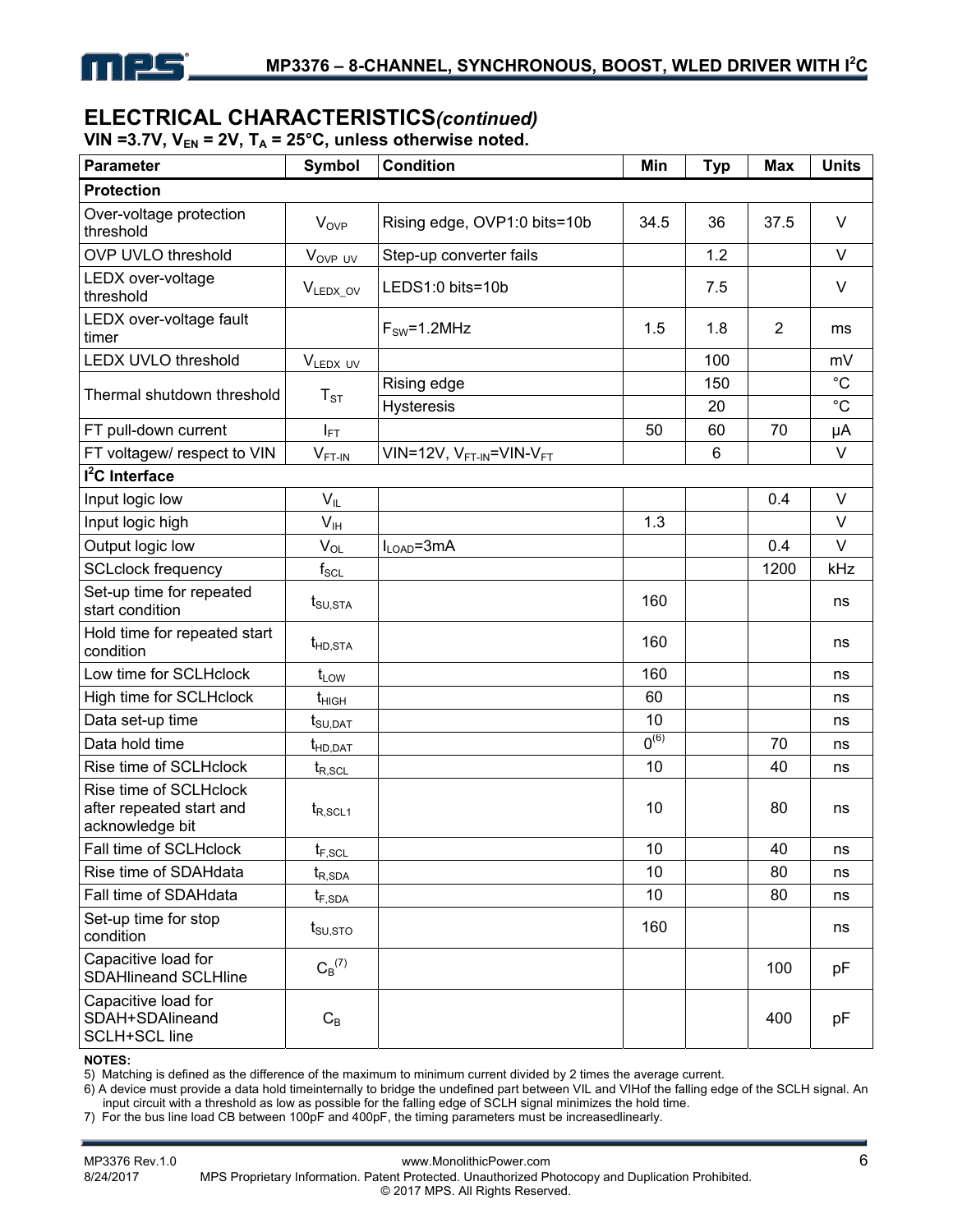## ELECTRICAL CHARACTERISTICS *(continued)*

**VIN =3.7V, $V_{EN}$ = 2V, $T_A$ = 25°C, unless otherwise noted.**

| Parameter | Symbol | Condition | Min | Typ | Max | Units |
|---|---|---|---|---|---|---|
| **Protection** | | | | | | |
| Over-voltage protection threshold | $V_{OVP}$ | Rising edge, OVP1:0 bits=10b | 34.5 | 36 | 37.5 | V |
| OVP UVLO threshold | $V_{OVP\_UV}$ | Step-up converter fails | | 1.2 | | V |
| LEDX over-voltage threshold | $V_{LEDX\_OV}$ | LEDS1:0 bits=10b | | 7.5 | | V |
| LEDX over-voltage fault timer | | $F_{SW}$=1.2MHz | 1.5 | 1.8 | 2 | ms |
| LEDX UVLO threshold | $V_{LEDX\_UV}$ | | | 100 | | mV |
| Thermal shutdown threshold | $T_{ST}$ | Rising edge | | 150 | | °C |
| | | Hysteresis | | 20 | | °C |
| FT pull-down current | $I_{FT}$ | | 50 | 60 | 70 | µA |
| FT voltagew/ respect to VIN | $V_{FT-IN}$ | VIN=12V, $V_{FT-IN}$=VIN-$V_{FT}$ | | 6 | | V |
| **I²C Interface** | | | | | | |
| Input logic low | $V_{IL}$ | | | | 0.4 | V |
| Input logic high | $V_{IH}$ | | 1.3 | | | V |
| Output logic low | $V_{OL}$ | $I_{LOAD}$=3mA | | | 0.4 | V |
| SCLclock frequency | $f_{SCL}$ | | | | 1200 | kHz |
| Set-up time for repeated start condition | $t_{SU,STA}$ | | 160 | | | ns |
| Hold time for repeated start condition | $t_{HD,STA}$ | | 160 | | | ns |
| Low time for SCLHclock | $t_{LOW}$ | | 160 | | | ns |
| High time for SCLHclock | $t_{HIGH}$ | | 60 | | | ns |
| Data set-up time | $t_{SU,DAT}$ | | 10 | | | ns |
| Data hold time | $t_{HD,DAT}$ | | 0 (6) | | 70 | ns |
| Rise time of SCLHclock | $t_{R,SCL}$ | | 10 | | 40 | ns |
| Rise time of SCLHclock after repeated start and acknowledge bit | $t_{R,SCL1}$ | | 10 | | 80 | ns |
| Fall time of SCLHclock | $t_{F,SCL}$ | | 10 | | 40 | ns |
| Rise time of SDAHdata | $t_{R,SDA}$ | | 10 | | 80 | ns |
| Fall time of SDAHdata | $t_{F,SDA}$ | | 10 | | 80 | ns |
| Set-up time for stop condition | $t_{SU,STO}$ | | 160 | | | ns |
| Capacitive load for SDAHlineand SCLHline | $C_B$ (7) | | | | 100 | pF |
| Capacitive load for SDAH+SDAlineand SCLH+SCL line | $C_B$ | | | | 400 | pF |

**NOTES:**

5) Matching is defined as the difference of the maximum to minimum current divided by 2 times the average current.

6) A device must provide a data hold timeinternally to bridge the undefined part between VIL and VIHof the falling edge of the SCLH signal. An input circuit with a threshold as low as possible for the falling edge of SCLH signal minimizes the hold time.

7) For the bus line load CB between 100pF and 400pF, the timing parameters must be increasedlinearly.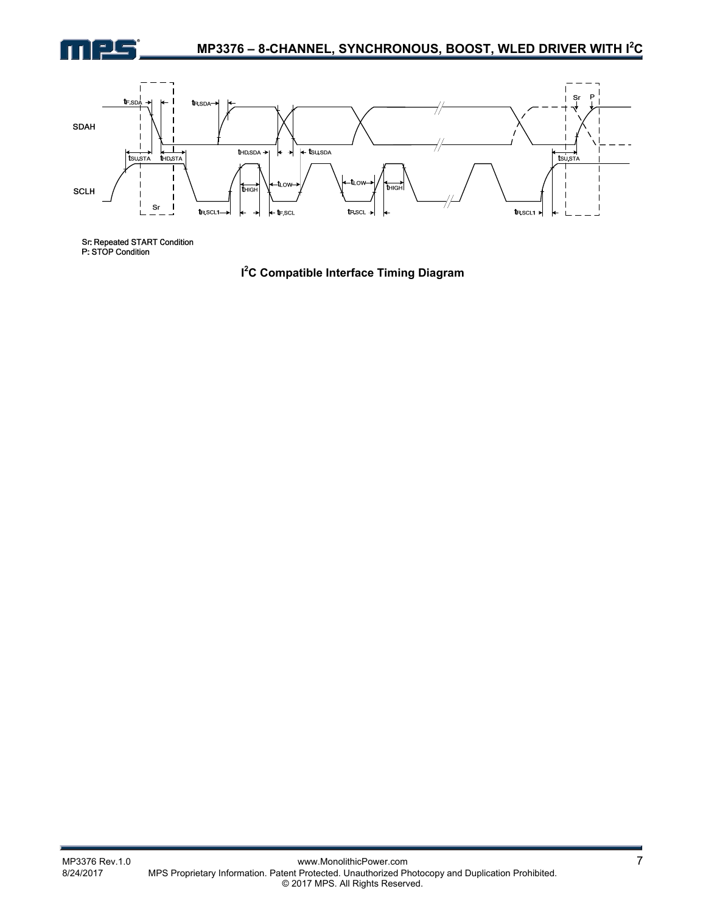Sr: Repeated START Condition
P: STOP Condition

**$I^2C$ Compatible Interface Timing Diagram**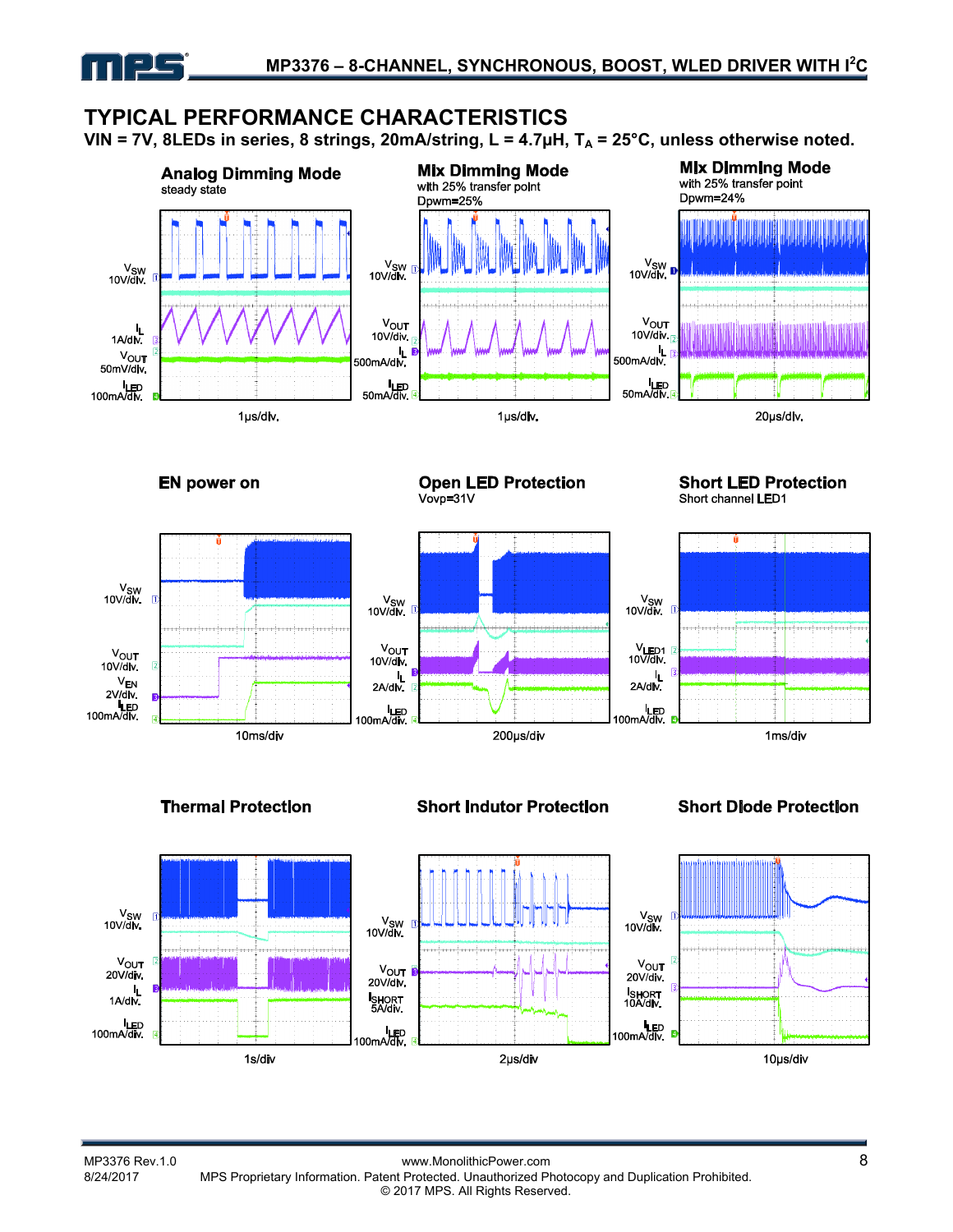## TYPICAL PERFORMANCE CHARACTERISTICS

**VIN = 7V, 8LEDs in series, 8 strings, 20mA/string, L = 4.7µH, $T_A$ = 25°C, unless otherwise noted.**

**Analog Dimming Mode**
steady state

$V_{SW}$ 10V/div.
$I_L$ 1A/div.
$V_{OUT}$ 50mV/div.
$I_{LED}$ 100mA/div.

1µs/div.

**Mix Dimming Mode**
with 25% transfer point
Dpwm=25%

$V_{SW}$ 10V/div.
$V_{OUT}$ 10V/div.
$I_L$ 500mA/div.
$I_{LED}$ 50mA/div.

1µs/div.

**Mix Dimming Mode**
with 25% transfer point
Dpwm=24%

$V_{SW}$ 10V/div.
$V_{OUT}$ 10V/div.
$I_L$ 500mA/div.
$I_{LED}$ 50mA/div.

20µs/div.

**EN power on**

$V_{SW}$ 10V/div.
$V_{OUT}$ 10V/div.
$V_{EN}$ 2V/div.
$I_{LED}$ 100mA/div.

10ms/div

**Open LED Protection**
Vovp=31V

$V_{SW}$ 10V/div.
$V_{OUT}$ 10V/div.
$I_L$ 2A/div.
$I_{LED}$ 100mA/div.

200µs/div

**Short LED Protection**
Short channel LED1

$V_{SW}$ 10V/div.
$V_{LED1}$ 10V/div.
$I_L$ 2A/div.
$I_{LED}$ 100mA/div.

1ms/div

**Thermal Protection**

$V_{SW}$ 10V/div.
$V_{OUT}$ 20V/div.
$I_L$ 1A/div.
$I_{LED}$ 100mA/div.

1s/div

**Short Indutor Protection**

$V_{SW}$ 10V/div.
$V_{OUT}$ 20V/div.
$I_{SHORT}$ 5A/div.
$I_{LED}$ 100mA/div.

2µs/div

**Short Diode Protection**

$V_{SW}$ 10V/div.
$V_{OUT}$ 20V/div.
$I_{SHORT}$ 10A/div.
$I_{LED}$ 100mA/div.

10µs/div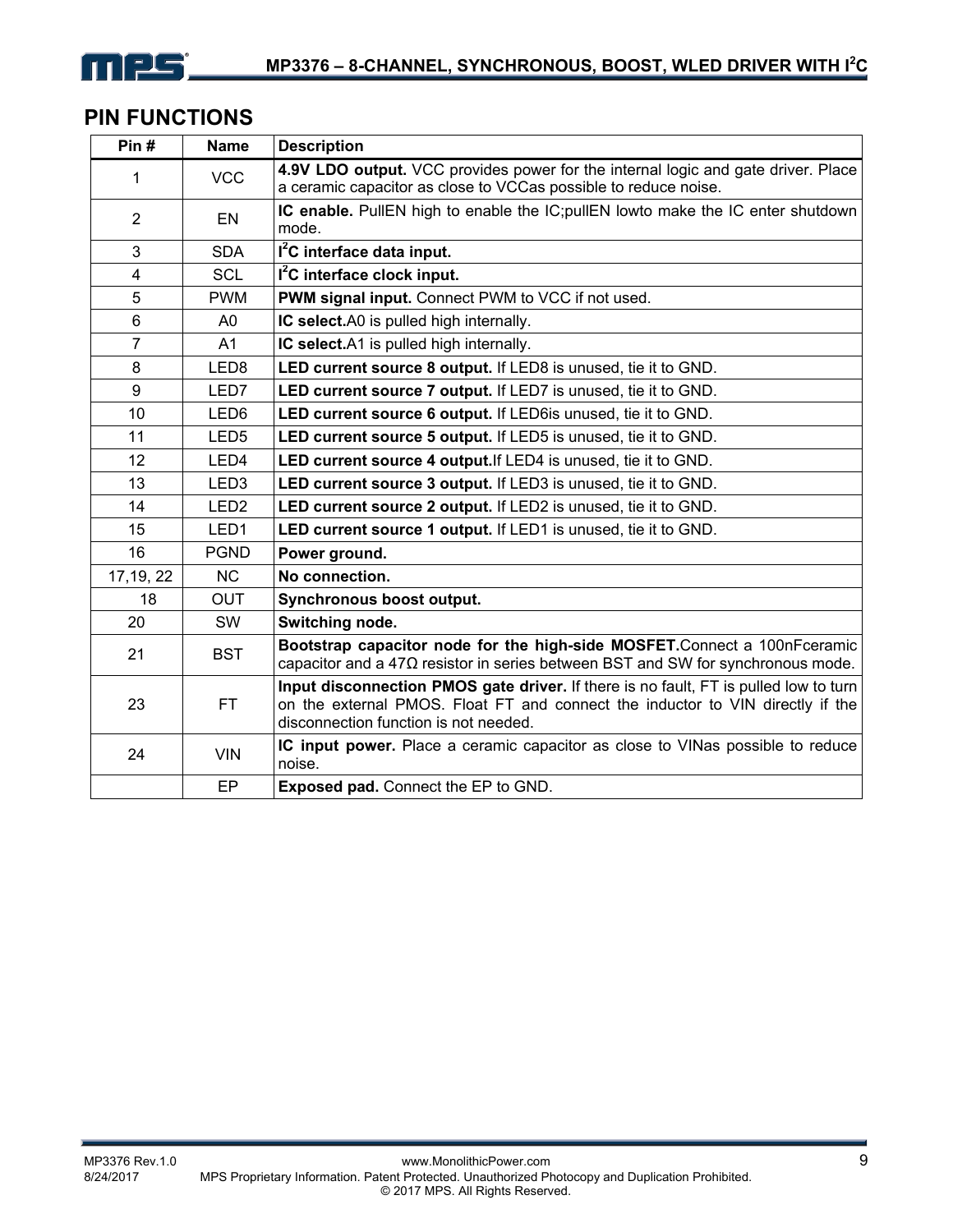## PIN FUNCTIONS

| Pin # | Name | Description |
|---|---|---|
| 1 | VCC | **4.9V LDO output.** VCC provides power for the internal logic and gate driver. Place a ceramic capacitor as close to VCCas possible to reduce noise. |
| 2 | EN | **IC enable.** PullEN high to enable the IC;pullEN lowto make the IC enter shutdown mode. |
| 3 | SDA | **I$^2$C interface data input.** |
| 4 | SCL | **I$^2$C interface clock input.** |
| 5 | PWM | **PWM signal input.** Connect PWM to VCC if not used. |
| 6 | A0 | **IC select.**A0 is pulled high internally. |
| 7 | A1 | **IC select.**A1 is pulled high internally. |
| 8 | LED8 | **LED current source 8 output.** If LED8 is unused, tie it to GND. |
| 9 | LED7 | **LED current source 7 output.** If LED7 is unused, tie it to GND. |
| 10 | LED6 | **LED current source 6 output.** If LED6is unused, tie it to GND. |
| 11 | LED5 | **LED current source 5 output.** If LED5 is unused, tie it to GND. |
| 12 | LED4 | **LED current source 4 output.**If LED4 is unused, tie it to GND. |
| 13 | LED3 | **LED current source 3 output.** If LED3 is unused, tie it to GND. |
| 14 | LED2 | **LED current source 2 output.** If LED2 is unused, tie it to GND. |
| 15 | LED1 | **LED current source 1 output.** If LED1 is unused, tie it to GND. |
| 16 | PGND | **Power ground.** |
| 17,19, 22 | NC | **No connection.** |
| 18 | OUT | **Synchronous boost output.** |
| 20 | SW | **Switching node.** |
| 21 | BST | **Bootstrap capacitor node for the high-side MOSFET.**Connect a 100nFceramic capacitor and a 47Ω resistor in series between BST and SW for synchronous mode. |
| 23 | FT | **Input disconnection PMOS gate driver.** If there is no fault, FT is pulled low to turn on the external PMOS. Float FT and connect the inductor to VIN directly if the disconnection function is not needed. |
| 24 | VIN | **IC input power.** Place a ceramic capacitor as close to VINas possible to reduce noise. |
| | EP | **Exposed pad.** Connect the EP to GND. |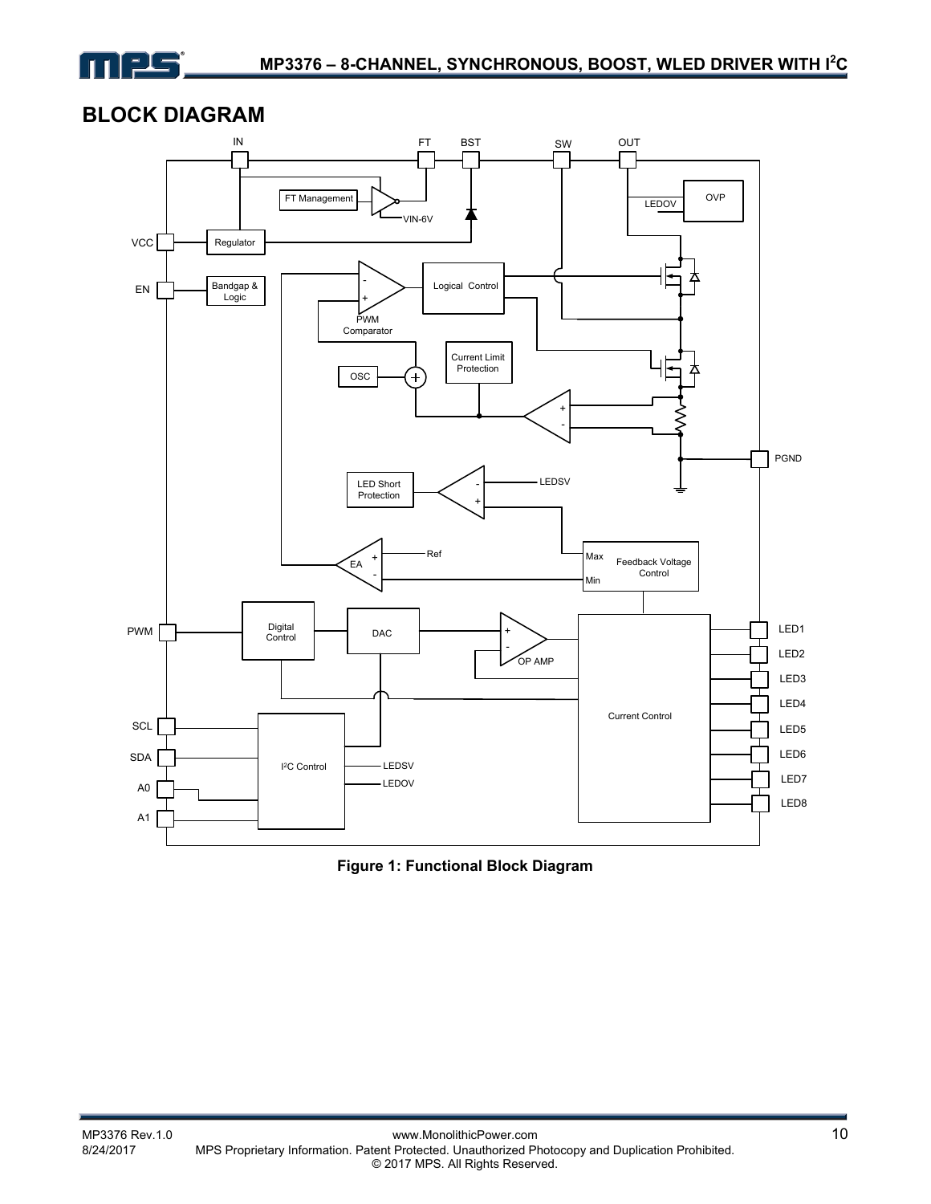## BLOCK DIAGRAM

Figure 1: Functional Block Diagram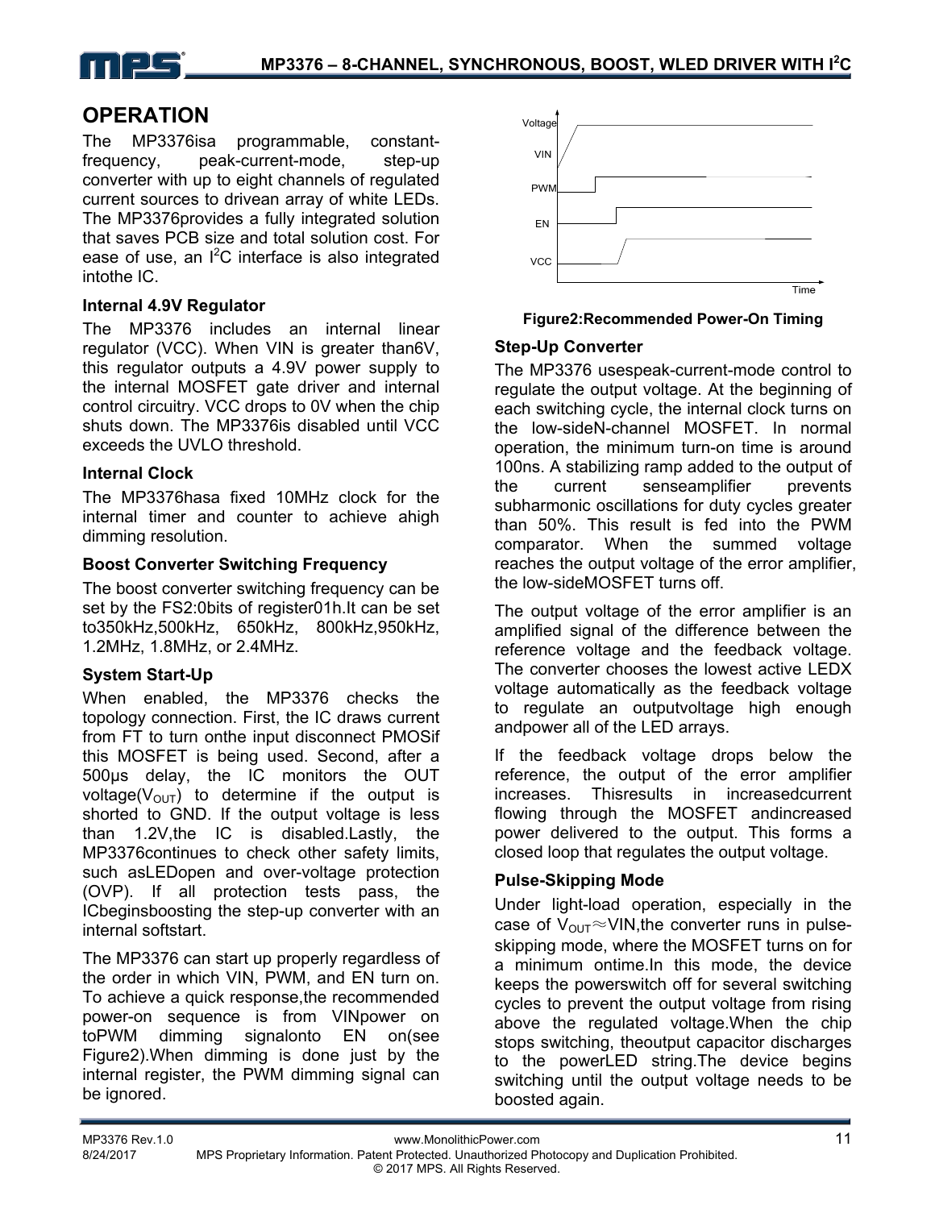## OPERATION

The MP3376isa programmable, constant-frequency, peak-current-mode, step-up converter with up to eight channels of regulated current sources to drivean array of white LEDs. The MP3376provides a fully integrated solution that saves PCB size and total solution cost. For ease of use, an I$^2$C interface is also integrated intothe IC.

### Internal 4.9V Regulator

The MP3376 includes an internal linear regulator (VCC). When VIN is greater than6V, this regulator outputs a 4.9V power supply to the internal MOSFET gate driver and internal control circuitry. VCC drops to 0V when the chip shuts down. The MP3376is disabled until VCC exceeds the UVLO threshold.

### Internal Clock

The MP3376hasa fixed 10MHz clock for the internal timer and counter to achieve ahigh dimming resolution.

### Boost Converter Switching Frequency

The boost converter switching frequency can be set by the FS2:0bits of register01h.It can be set to350kHz,500kHz, 650kHz, 800kHz,950kHz, 1.2MHz, 1.8MHz, or 2.4MHz.

### System Start-Up

When enabled, the MP3376 checks the topology connection. First, the IC draws current from FT to turn onthe input disconnect PMOSif this MOSFET is being used. Second, after a 500µs delay, the IC monitors the OUT voltage($V_{OUT}$) to determine if the output is shorted to GND. If the output voltage is less than 1.2V,the IC is disabled.Lastly, the MP3376continues to check other safety limits, such asLEDopen and over-voltage protection (OVP). If all protection tests pass, the ICbeginsboosting the step-up converter with an internal softstart.

The MP3376 can start up properly regardless of the order in which VIN, PWM, and EN turn on. To achieve a quick response,the recommended power-on sequence is from VINpower on toPWM dimming signalonto EN on(see Figure2).When dimming is done just by the internal register, the PWM dimming signal can be ignored.

**Figure2:Recommended Power-On Timing**

### Step-Up Converter

The MP3376 usespeak-current-mode control to regulate the output voltage. At the beginning of each switching cycle, the internal clock turns on the low-sideN-channel MOSFET. In normal operation, the minimum turn-on time is around 100ns. A stabilizing ramp added to the output of the current senseamplifier prevents subharmonic oscillations for duty cycles greater than 50%. This result is fed into the PWM comparator. When the summed voltage reaches the output voltage of the error amplifier, the low-sideMOSFET turns off.

The output voltage of the error amplifier is an amplified signal of the difference between the reference voltage and the feedback voltage. The converter chooses the lowest active LEDX voltage automatically as the feedback voltage to regulate an outputvoltage high enough andpower all of the LED arrays.

If the feedback voltage drops below the reference, the output of the error amplifier increases. Thisresults in increasedcurrent flowing through the MOSFET andincreased power delivered to the output. This forms a closed loop that regulates the output voltage.

### Pulse-Skipping Mode

Under light-load operation, especially in the case of $V_{OUT} \approx VIN$,the converter runs in pulse-skipping mode, where the MOSFET turns on for a minimum ontime.In this mode, the device keeps the powerswitch off for several switching cycles to prevent the output voltage from rising above the regulated voltage.When the chip stops switching, theoutput capacitor discharges to the powerLED string.The device begins switching until the output voltage needs to be boosted again.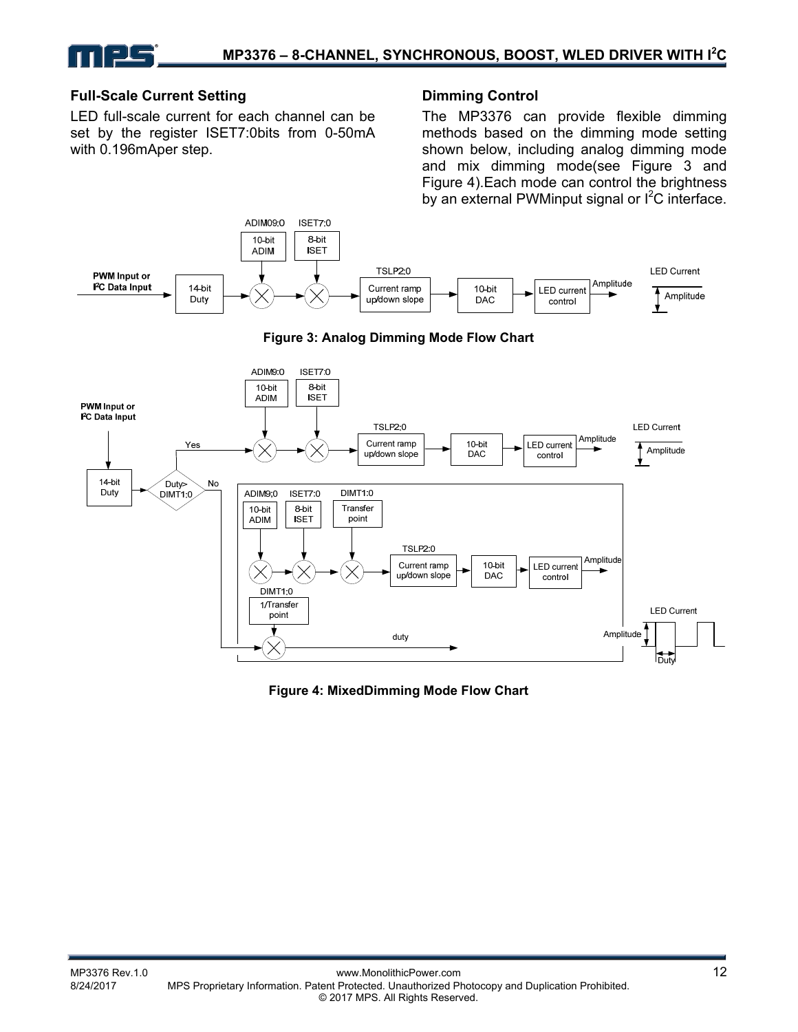## Full-Scale Current Setting

LED full-scale current for each channel can be set by the register ISET7:0bits from 0-50mA with 0.196mAper step.

## Dimming Control

The MP3376 can provide flexible dimming methods based on the dimming mode setting shown below, including analog dimming mode and mix dimming mode(see Figure 3 and Figure 4).Each mode can control the brightness by an external PWMinput signal or I$^2$C interface.

**Figure 3: Analog Dimming Mode Flow Chart**

**Figure 4: MixedDimming Mode Flow Chart**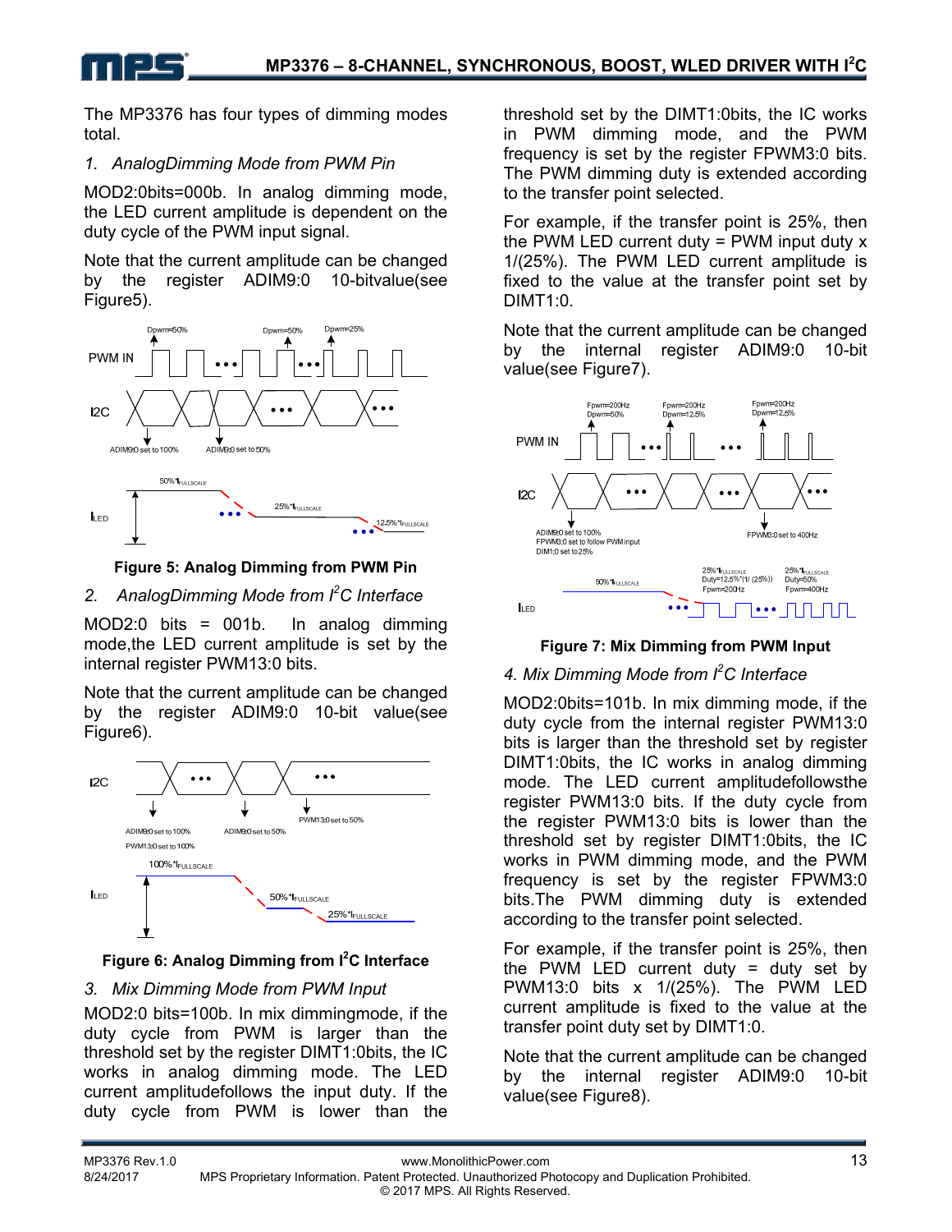The MP3376 has four types of dimming modes total.

*1. AnalogDimming Mode from PWM Pin*

MOD2:0bits=000b. In analog dimming mode, the LED current amplitude is dependent on the duty cycle of the PWM input signal.

Note that the current amplitude can be changed by the register ADIM9:0 10-bitvalue(see Figure5).

**Figure 5: Analog Dimming from PWM Pin**

*2. AnalogDimming Mode from I²C Interface*

MOD2:0 bits = 001b. In analog dimming mode,the LED current amplitude is set by the internal register PWM13:0 bits.

Note that the current amplitude can be changed by the register ADIM9:0 10-bit value(see Figure6).

**Figure 6: Analog Dimming from I²C Interface**

*3. Mix Dimming Mode from PWM Input*

MOD2:0 bits=100b. In mix dimmingmode, if the duty cycle from PWM is larger than the threshold set by the register DIMT1:0bits, the IC works in analog dimming mode. The LED current amplitudefollows the input duty. If the duty cycle from PWM is lower than the threshold set by the DIMT1:0bits, the IC works in PWM dimming mode, and the PWM frequency is set by the register FPWM3:0 bits. The PWM dimming duty is extended according to the transfer point selected.

For example, if the transfer point is 25%, then the PWM LED current duty = PWM input duty x 1/(25%). The PWM LED current amplitude is fixed to the value at the transfer point set by DIMT1:0.

Note that the current amplitude can be changed by the internal register ADIM9:0 10-bit value(see Figure7).

**Figure 7: Mix Dimming from PWM Input**

*4. Mix Dimming Mode from I²C Interface*

MOD2:0bits=101b. In mix dimming mode, if the duty cycle from the internal register PWM13:0 bits is larger than the threshold set by register DIMT1:0bits, the IC works in analog dimming mode. The LED current amplitudefollowsthe register PWM13:0 bits. If the duty cycle from the register PWM13:0 bits is lower than the threshold set by register DIMT1:0bits, the IC works in PWM dimming mode, and the PWM frequency is set by the register FPWM3:0 bits.The PWM dimming duty is extended according to the transfer point selected.

For example, if the transfer point is 25%, then the PWM LED current duty = duty set by PWM13:0 bits x 1/(25%). The PWM LED current amplitude is fixed to the value at the transfer point duty set by DIMT1:0.

Note that the current amplitude can be changed by the internal register ADIM9:0 10-bit value(see Figure8).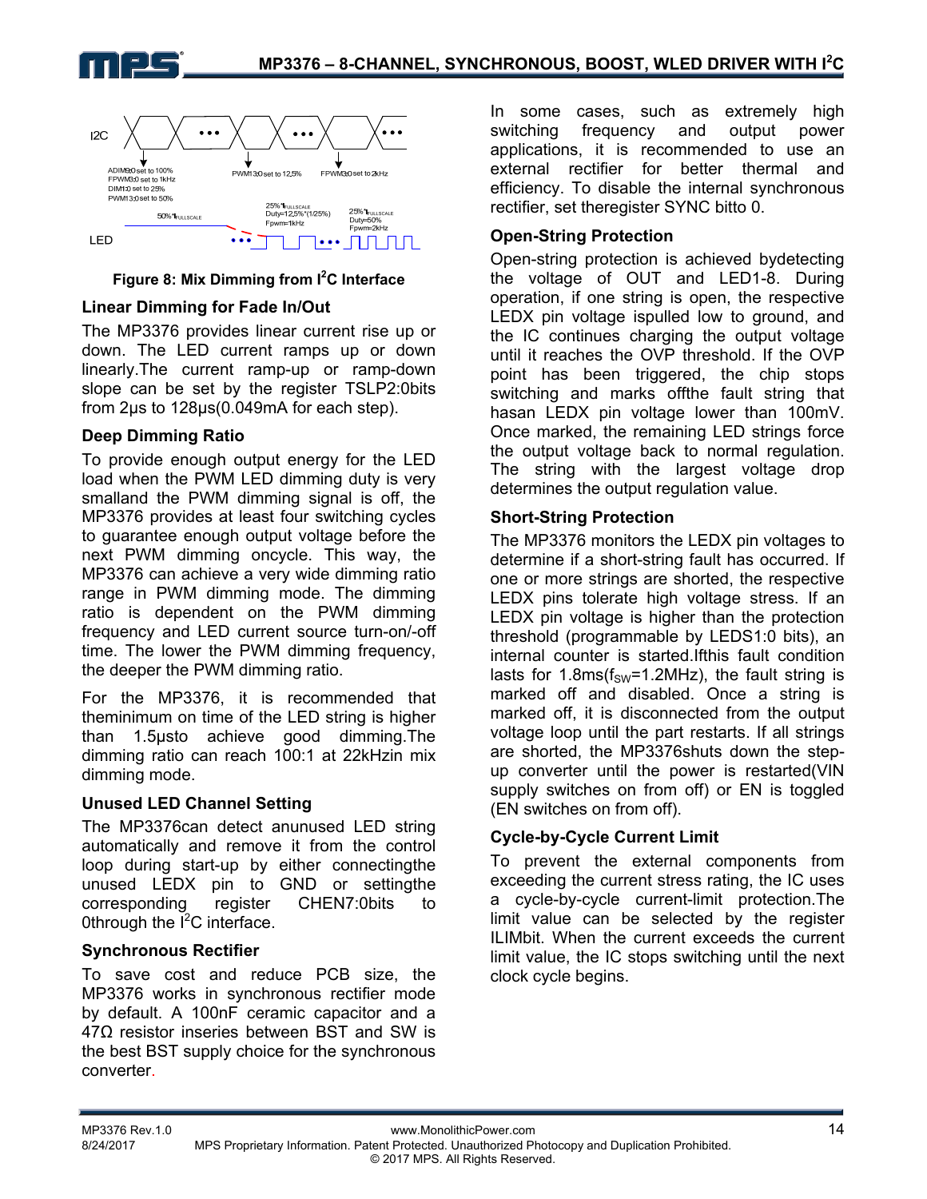Figure 8: Mix Dimming from $I^2C$ Interface

### Linear Dimming for Fade In/Out

The MP3376 provides linear current rise up or down. The LED current ramps up or down linearly.The current ramp-up or ramp-down slope can be set by the register TSLP2:0bits from 2μs to 128μs(0.049mA for each step).

### Deep Dimming Ratio

To provide enough output energy for the LED load when the PWM LED dimming duty is very smalland the PWM dimming signal is off, the MP3376 provides at least four switching cycles to guarantee enough output voltage before the next PWM dimming oncycle. This way, the MP3376 can achieve a very wide dimming ratio range in PWM dimming mode. The dimming ratio is dependent on the PWM dimming frequency and LED current source turn-on/-off time. The lower the PWM dimming frequency, the deeper the PWM dimming ratio.

For the MP3376, it is recommended that theminimum on time of the LED string is higher than 1.5μsto achieve good dimming.The dimming ratio can reach 100:1 at 22kHzin mix dimming mode.

### Unused LED Channel Setting

The MP3376can detect anunused LED string automatically and remove it from the control loop during start-up by either connectingthe unused LEDX pin to GND or settingthe corresponding register CHEN7:0bits to 0through the $I^2C$ interface.

### Synchronous Rectifier

To save cost and reduce PCB size, the MP3376 works in synchronous rectifier mode by default. A 100nF ceramic capacitor and a 47Ω resistor inseries between BST and SW is the best BST supply choice for the synchronous converter.

In some cases, such as extremely high switching frequency and output power applications, it is recommended to use an external rectifier for better thermal and efficiency. To disable the internal synchronous rectifier, set theregister SYNC bitto 0.

### Open-String Protection

Open-string protection is achieved bydetecting the voltage of OUT and LED1-8. During operation, if one string is open, the respective LEDX pin voltage ispulled low to ground, and the IC continues charging the output voltage until it reaches the OVP threshold. If the OVP point has been triggered, the chip stops switching and marks offthe fault string that hasan LEDX pin voltage lower than 100mV. Once marked, the remaining LED strings force the output voltage back to normal regulation. The string with the largest voltage drop determines the output regulation value.

### Short-String Protection

The MP3376 monitors the LEDX pin voltages to determine if a short-string fault has occurred. If one or more strings are shorted, the respective LEDX pins tolerate high voltage stress. If an LEDX pin voltage is higher than the protection threshold (programmable by LEDS1:0 bits), an internal counter is started.Ifthis fault condition lasts for 1.8ms($f_{SW}$=1.2MHz), the fault string is marked off and disabled. Once a string is marked off, it is disconnected from the output voltage loop until the part restarts. If all strings are shorted, the MP3376shuts down the step-up converter until the power is restarted(VIN supply switches on from off) or EN is toggled (EN switches on from off).

### Cycle-by-Cycle Current Limit

To prevent the external components from exceeding the current stress rating, the IC uses a cycle-by-cycle current-limit protection.The limit value can be selected by the register ILIMbit. When the current exceeds the current limit value, the IC stops switching until the next clock cycle begins.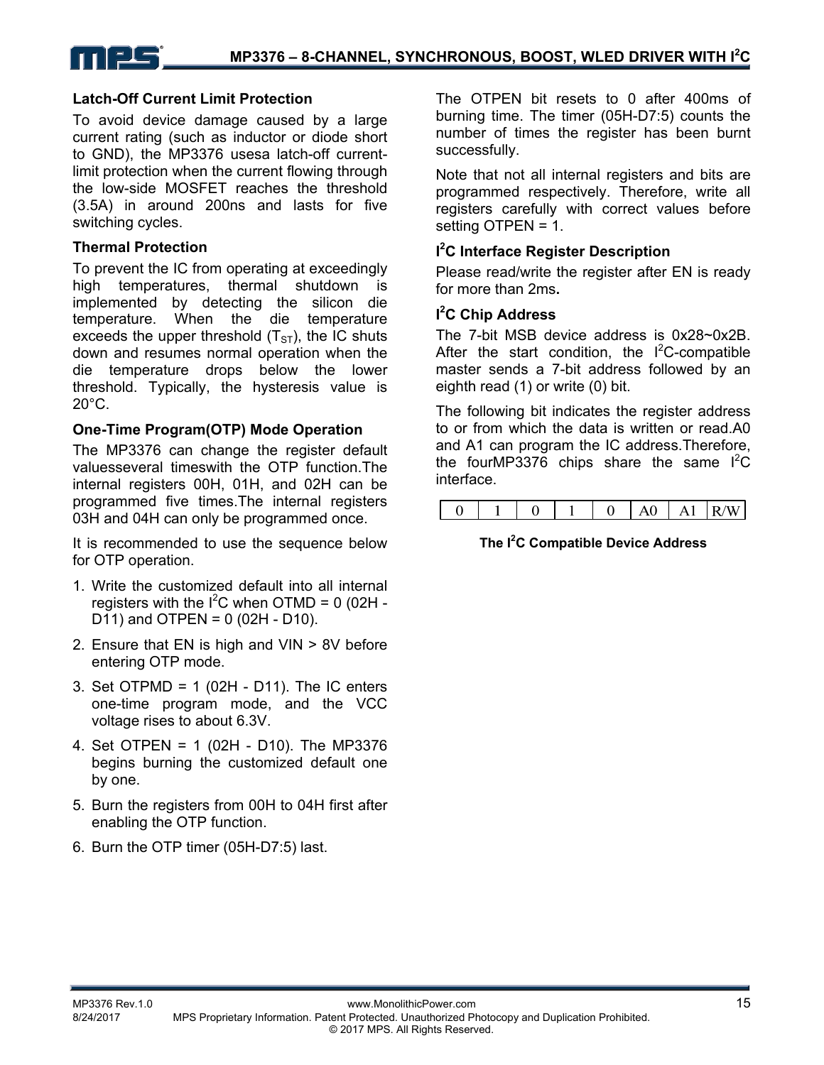### Latch-Off Current Limit Protection

To avoid device damage caused by a large current rating (such as inductor or diode short to GND), the MP3376 usesa latch-off current-limit protection when the current flowing through the low-side MOSFET reaches the threshold (3.5A) in around 200ns and lasts for five switching cycles.

### Thermal Protection

To prevent the IC from operating at exceedingly high temperatures, thermal shutdown is implemented by detecting the silicon die temperature. When the die temperature exceeds the upper threshold ($T_{ST}$), the IC shuts down and resumes normal operation when the die temperature drops below the lower threshold. Typically, the hysteresis value is 20°C.

### One-Time Program(OTP) Mode Operation

The MP3376 can change the register default valuesseveral timeswith the OTP function.The internal registers 00H, 01H, and 02H can be programmed five times.The internal registers 03H and 04H can only be programmed once.

It is recommended to use the sequence below for OTP operation.

1. Write the customized default into all internal registers with the I$^2$C when OTMD = 0 (02H - D11) and OTPEN = 0 (02H - D10).
2. Ensure that EN is high and VIN > 8V before entering OTP mode.
3. Set OTPMD = 1 (02H - D11). The IC enters one-time program mode, and the VCC voltage rises to about 6.3V.
4. Set OTPEN = 1 (02H - D10). The MP3376 begins burning the customized default one by one.
5. Burn the registers from 00H to 04H first after enabling the OTP function.
6. Burn the OTP timer (05H-D7:5) last.

The OTPEN bit resets to 0 after 400ms of burning time. The timer (05H-D7:5) counts the number of times the register has been burnt successfully.

Note that not all internal registers and bits are programmed respectively. Therefore, write all registers carefully with correct values before setting OTPEN = 1.

### I$^2$C Interface Register Description

Please read/write the register after EN is ready for more than 2ms**.**

### I$^2$C Chip Address

The 7-bit MSB device address is 0x28~0x2B. After the start condition, the I$^2$C-compatible master sends a 7-bit address followed by an eighth read (1) or write (0) bit.

The following bit indicates the register address to or from which the data is written or read.A0 and A1 can program the IC address.Therefore, the fourMP3376 chips share the same I$^2$C interface.

| 0 | 1 | 0 | 1 | 0 | A0 | A1 | R/W |
|---|---|---|---|---|---|---|---|

**The I$^2$C Compatible Device Address**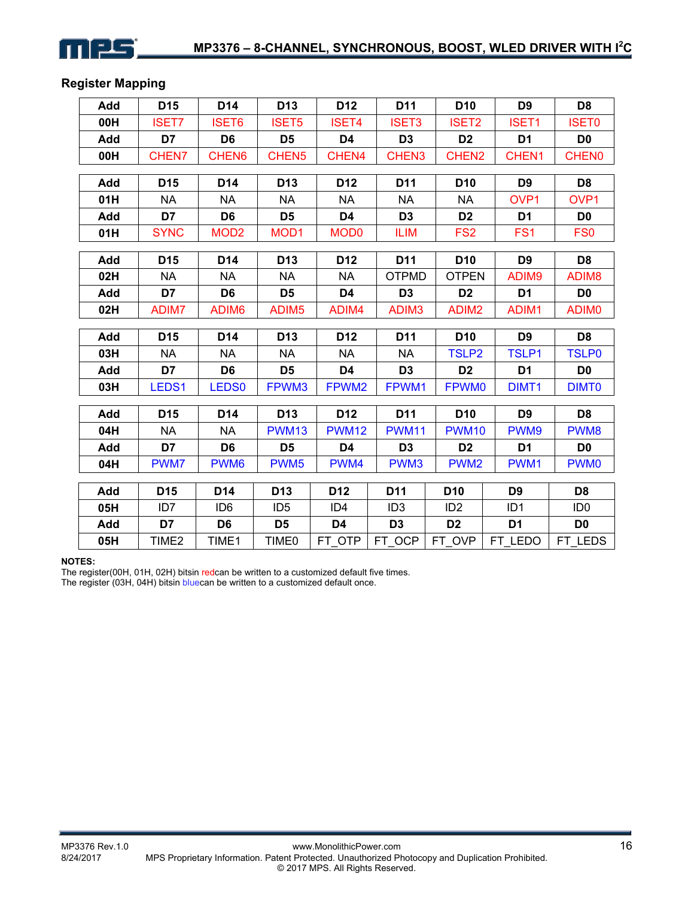### Register Mapping

| Add | D15 | D14 | D13 | D12 | D11 | D10 | D9 | D8 |
|---|---|---|---|---|---|---|---|---|
| 00H | ISET7 | ISET6 | ISET5 | ISET4 | ISET3 | ISET2 | ISET1 | ISET0 |
| Add | D7 | D6 | D5 | D4 | D3 | D2 | D1 | D0 |
| 00H | CHEN7 | CHEN6 | CHEN5 | CHEN4 | CHEN3 | CHEN2 | CHEN1 | CHEN0 |

| Add | D15 | D14 | D13 | D12 | D11 | D10 | D9 | D8 |
|---|---|---|---|---|---|---|---|---|
| 01H | NA | NA | NA | NA | NA | NA | OVP1 | OVP1 |
| Add | D7 | D6 | D5 | D4 | D3 | D2 | D1 | D0 |
| 01H | SYNC | MOD2 | MOD1 | MOD0 | ILIM | FS2 | FS1 | FS0 |

| Add | D15 | D14 | D13 | D12 | D11 | D10 | D9 | D8 |
|---|---|---|---|---|---|---|---|---|
| 02H | NA | NA | NA | NA | OTPMD | OTPEN | ADIM9 | ADIM8 |
| Add | D7 | D6 | D5 | D4 | D3 | D2 | D1 | D0 |
| 02H | ADIM7 | ADIM6 | ADIM5 | ADIM4 | ADIM3 | ADIM2 | ADIM1 | ADIM0 |

| Add | D15 | D14 | D13 | D12 | D11 | D10 | D9 | D8 |
|---|---|---|---|---|---|---|---|---|
| 03H | NA | NA | NA | NA | NA | TSLP2 | TSLP1 | TSLP0 |
| Add | D7 | D6 | D5 | D4 | D3 | D2 | D1 | D0 |
| 03H | LEDS1 | LEDS0 | FPWM3 | FPWM2 | FPWM1 | FPWM0 | DIMT1 | DIMT0 |

| Add | D15 | D14 | D13 | D12 | D11 | D10 | D9 | D8 |
|---|---|---|---|---|---|---|---|---|
| 04H | NA | NA | PWM13 | PWM12 | PWM11 | PWM10 | PWM9 | PWM8 |
| Add | D7 | D6 | D5 | D4 | D3 | D2 | D1 | D0 |
| 04H | PWM7 | PWM6 | PWM5 | PWM4 | PWM3 | PWM2 | PWM1 | PWM0 |

| Add | D15 | D14 | D13 | D12 | D11 | D10 | D9 | D8 |
|---|---|---|---|---|---|---|---|---|
| 05H | ID7 | ID6 | ID5 | ID4 | ID3 | ID2 | ID1 | ID0 |
| Add | D7 | D6 | D5 | D4 | D3 | D2 | D1 | D0 |
| 05H | TIME2 | TIME1 | TIME0 | FT_OTP | FT_OCP | FT_OVP | FT_LEDO | FT_LEDS |

**NOTES:**

The register(00H, 01H, 02H) bitsin redcan be written to a customized default five times.

The register (03H, 04H) bitsin bluecan be written to a customized default once.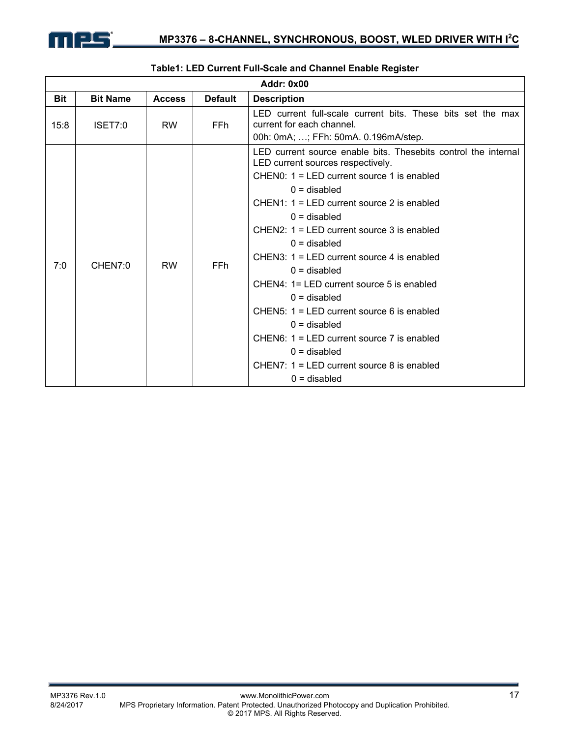**Table1: LED Current Full-Scale and Channel Enable Register**

| Addr: 0x00 | | | | |
|---|---|---|---|---|
| **Bit** | **Bit Name** | **Access** | **Default** | **Description** |
| 15:8 | ISET7:0 | RW | FFh | LED current full-scale current bits. These bits set the max current for each channel.<br>00h: 0mA; …; FFh: 50mA. 0.196mA/step. |
| 7:0 | CHEN7:0 | RW | FFh | LED current source enable bits. Thesebits control the internal LED current sources respectively.<br>CHEN0: 1 = LED current source 1 is enabled<br>0 = disabled<br>CHEN1: 1 = LED current source 2 is enabled<br>0 = disabled<br>CHEN2: 1 = LED current source 3 is enabled<br>0 = disabled<br>CHEN3: 1 = LED current source 4 is enabled<br>0 = disabled<br>CHEN4: 1= LED current source 5 is enabled<br>0 = disabled<br>CHEN5: 1 = LED current source 6 is enabled<br>0 = disabled<br>CHEN6: 1 = LED current source 7 is enabled<br>0 = disabled<br>CHEN7: 1 = LED current source 8 is enabled<br>0 = disabled |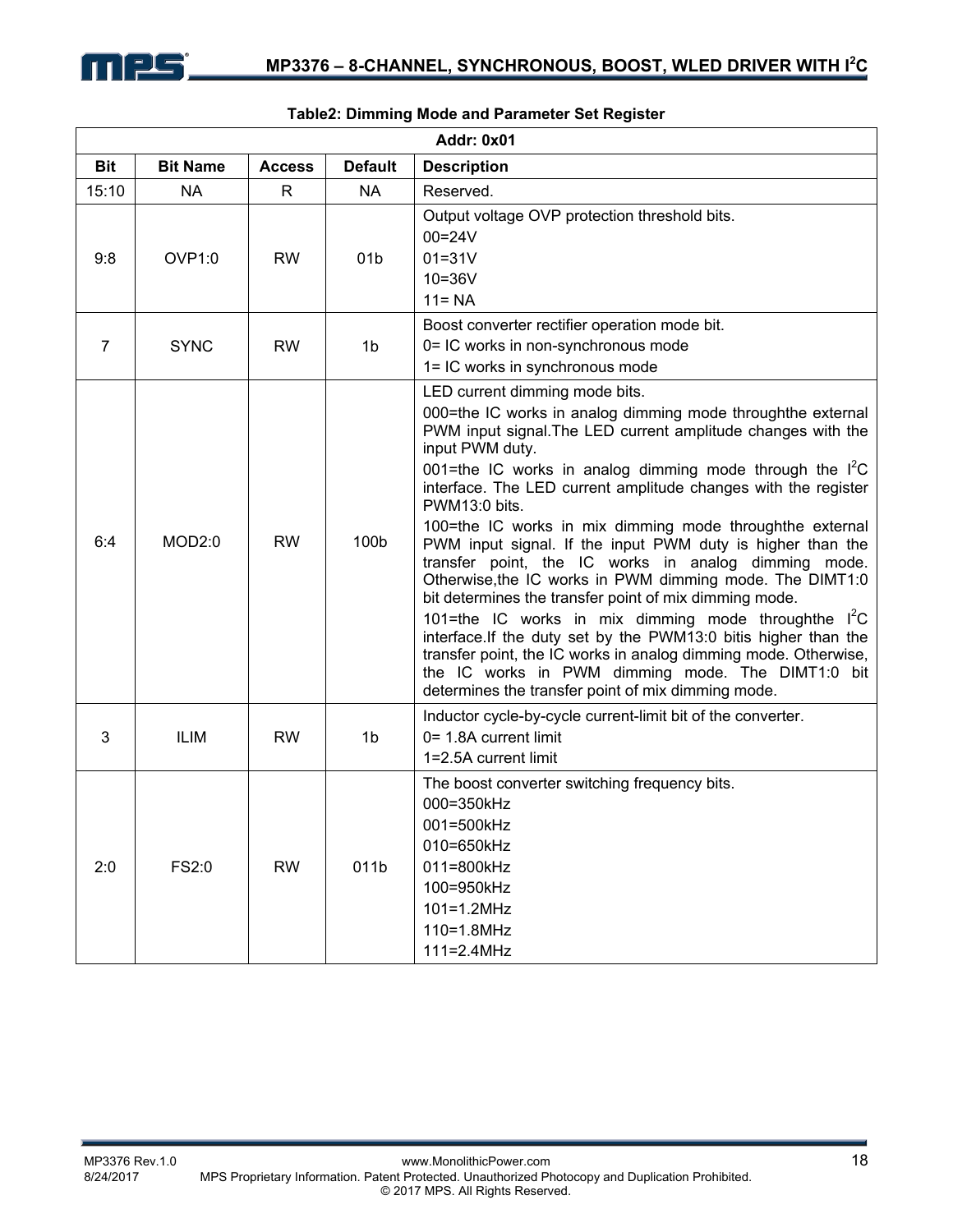**Table2: Dimming Mode and Parameter Set Register**

| Addr: 0x01 | | | | |
|---|---|---|---|---|
| **Bit** | **Bit Name** | **Access** | **Default** | **Description** |
| 15:10 | NA | R | NA | Reserved. |
| 9:8 | OVP1:0 | RW | 01b | Output voltage OVP protection threshold bits.<br>00=24V<br>01=31V<br>10=36V<br>11= NA |
| 7 | SYNC | RW | 1b | Boost converter rectifier operation mode bit.<br>0= IC works in non-synchronous mode<br>1= IC works in synchronous mode |
| 6:4 | MOD2:0 | RW | 100b | LED current dimming mode bits.<br>000=the IC works in analog dimming mode throughthe external PWM input signal.The LED current amplitude changes with the input PWM duty.<br>001=the IC works in analog dimming mode through the I²C interface. The LED current amplitude changes with the register PWM13:0 bits.<br>100=the IC works in mix dimming mode throughthe external PWM input signal. If the input PWM duty is higher than the transfer point, the IC works in analog dimming mode. Otherwise,the IC works in PWM dimming mode. The DIMT1:0 bit determines the transfer point of mix dimming mode.<br>101=the IC works in mix dimming mode throughthe I²C interface.If the duty set by the PWM13:0 bitis higher than the transfer point, the IC works in analog dimming mode. Otherwise, the IC works in PWM dimming mode. The DIMT1:0 bit determines the transfer point of mix dimming mode. |
| 3 | ILIM | RW | 1b | Inductor cycle-by-cycle current-limit bit of the converter.<br>0= 1.8A current limit<br>1=2.5A current limit |
| 2:0 | FS2:0 | RW | 011b | The boost converter switching frequency bits.<br>000=350kHz<br>001=500kHz<br>010=650kHz<br>011=800kHz<br>100=950kHz<br>101=1.2MHz<br>110=1.8MHz<br>111=2.4MHz |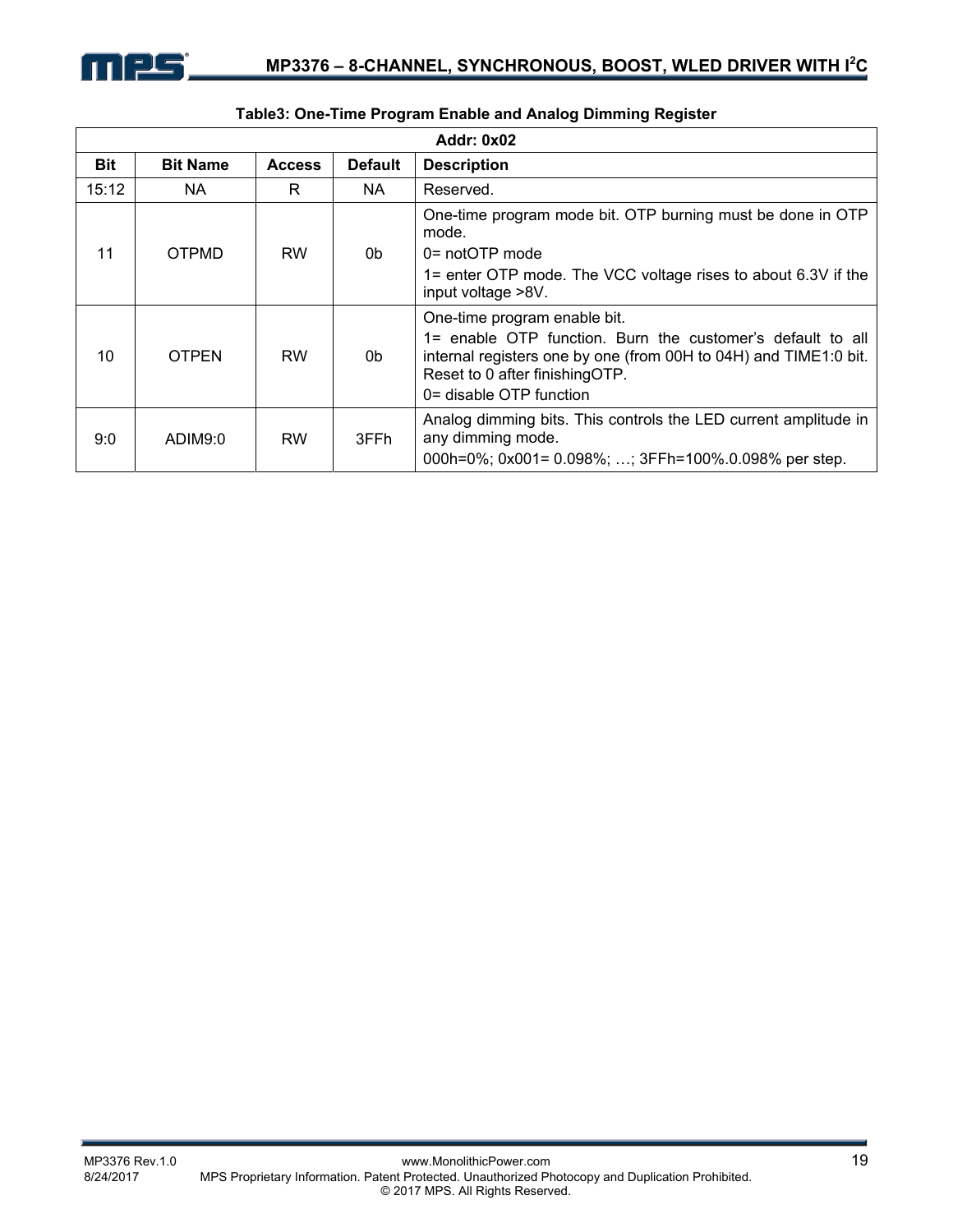**Table3: One-Time Program Enable and Analog Dimming Register**

| Addr: 0x02 | | | | |
|---|---|---|---|---|
| **Bit** | **Bit Name** | **Access** | **Default** | **Description** |
| 15:12 | NA | R | NA | Reserved. |
| 11 | OTPMD | RW | 0b | One-time program mode bit. OTP burning must be done in OTP mode.<br>0= notOTP mode<br>1= enter OTP mode. The VCC voltage rises to about 6.3V if the input voltage >8V. |
| 10 | OTPEN | RW | 0b | One-time program enable bit.<br>1= enable OTP function. Burn the customer's default to all internal registers one by one (from 00H to 04H) and TIME1:0 bit. Reset to 0 after finishingOTP.<br>0= disable OTP function |
| 9:0 | ADIM9:0 | RW | 3FFh | Analog dimming bits. This controls the LED current amplitude in any dimming mode.<br>000h=0%; 0x001= 0.098%; …; 3FFh=100%.0.098% per step. |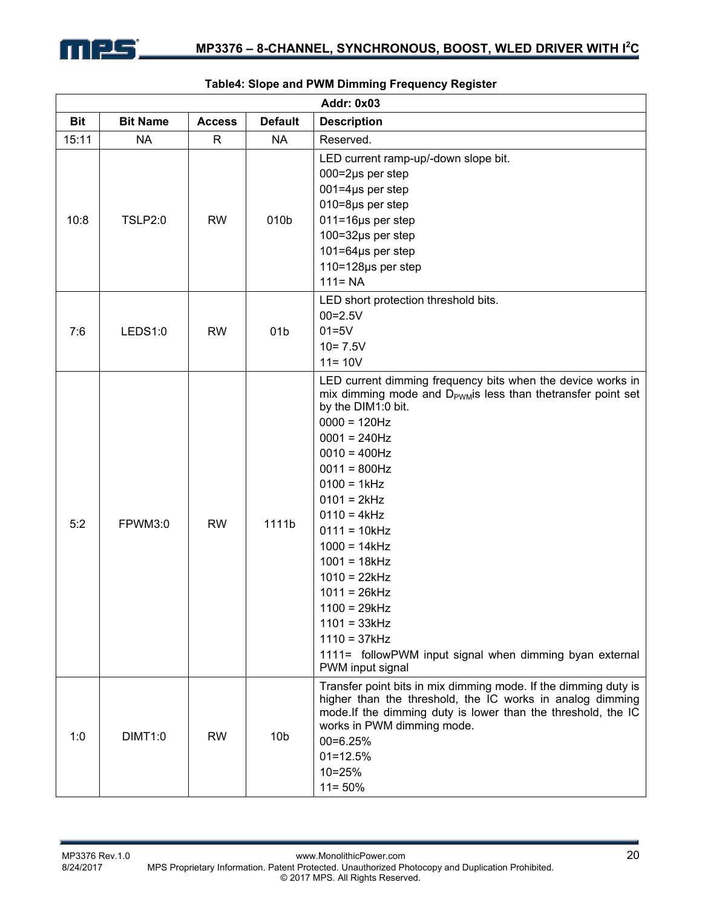**Table4: Slope and PWM Dimming Frequency Register**

| Addr: 0x03 | | | | |
|---|---|---|---|---|
| **Bit** | **Bit Name** | **Access** | **Default** | **Description** |
| 15:11 | NA | R | NA | Reserved. |
| 10:8 | TSLP2:0 | RW | 010b | LED current ramp-up/-down slope bit.<br>000=2μs per step<br>001=4μs per step<br>010=8μs per step<br>011=16μs per step<br>100=32μs per step<br>101=64μs per step<br>110=128μs per step<br>111= NA |
| 7:6 | LEDS1:0 | RW | 01b | LED short protection threshold bits.<br>00=2.5V<br>01=5V<br>10= 7.5V<br>11= 10V |
| 5:2 | FPWM3:0 | RW | 1111b | LED current dimming frequency bits when the device works in mix dimming mode and $D_{PWM}$is less than thetransfer point set by the DIM1:0 bit.<br>0000 = 120Hz<br>0001 = 240Hz<br>0010 = 400Hz<br>0011 = 800Hz<br>0100 = 1kHz<br>0101 = 2kHz<br>0110 = 4kHz<br>0111 = 10kHz<br>1000 = 14kHz<br>1001 = 18kHz<br>1010 = 22kHz<br>1011 = 26kHz<br>1100 = 29kHz<br>1101 = 33kHz<br>1110 = 37kHz<br>1111= followPWM input signal when dimming byan external PWM input signal |
| 1:0 | DIMT1:0 | RW | 10b | Transfer point bits in mix dimming mode. If the dimming duty is higher than the threshold, the IC works in analog dimming mode.If the dimming duty is lower than the threshold, the IC works in PWM dimming mode.<br>00=6.25%<br>01=12.5%<br>10=25%<br>11= 50% |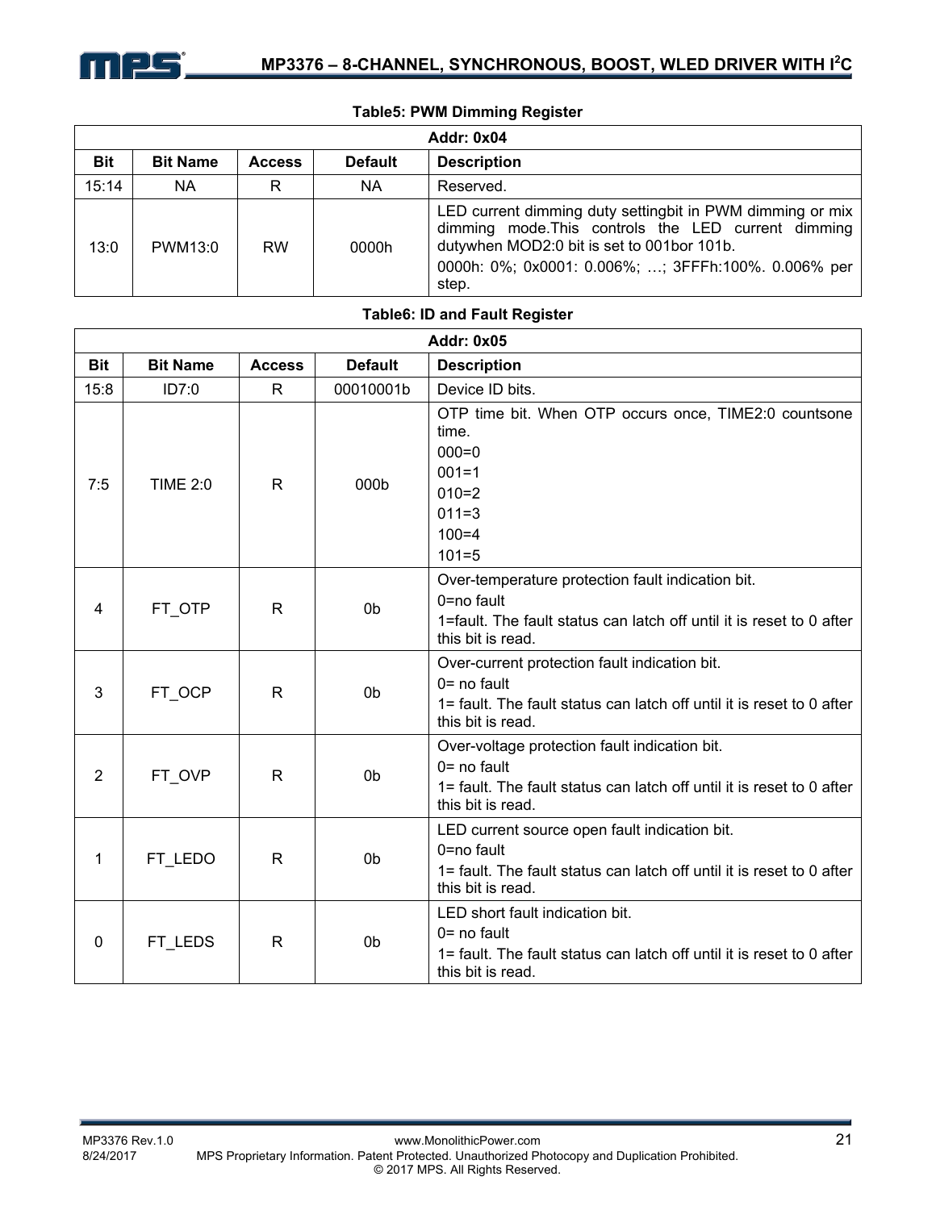**Table5: PWM Dimming Register**

| Addr: 0x04 | | | | |
|---|---|---|---|---|
| **Bit** | **Bit Name** | **Access** | **Default** | **Description** |
| 15:14 | NA | R | NA | Reserved. |
| 13:0 | PWM13:0 | RW | 0000h | LED current dimming duty settingbit in PWM dimming or mix dimming mode.This controls the LED current dimming dutywhen MOD2:0 bit is set to 001bor 101b.<br>0000h: 0%; 0x0001: 0.006%; …; 3FFFh:100%. 0.006% per step. |

**Table6: ID and Fault Register**

| Addr: 0x05 | | | | |
|---|---|---|---|---|
| **Bit** | **Bit Name** | **Access** | **Default** | **Description** |
| 15:8 | ID7:0 | R | 00010001b | Device ID bits. |
| 7:5 | TIME 2:0 | R | 000b | OTP time bit. When OTP occurs once, TIME2:0 countsone time.<br>000=0<br>001=1<br>010=2<br>011=3<br>100=4<br>101=5 |
| 4 | FT_OTP | R | 0b | Over-temperature protection fault indication bit.<br>0=no fault<br>1=fault. The fault status can latch off until it is reset to 0 after this bit is read. |
| 3 | FT_OCP | R | 0b | Over-current protection fault indication bit.<br>0= no fault<br>1= fault. The fault status can latch off until it is reset to 0 after this bit is read. |
| 2 | FT_OVP | R | 0b | Over-voltage protection fault indication bit.<br>0= no fault<br>1= fault. The fault status can latch off until it is reset to 0 after this bit is read. |
| 1 | FT_LEDO | R | 0b | LED current source open fault indication bit.<br>0=no fault<br>1= fault. The fault status can latch off until it is reset to 0 after this bit is read. |
| 0 | FT_LEDS | R | 0b | LED short fault indication bit.<br>0= no fault<br>1= fault. The fault status can latch off until it is reset to 0 after this bit is read. |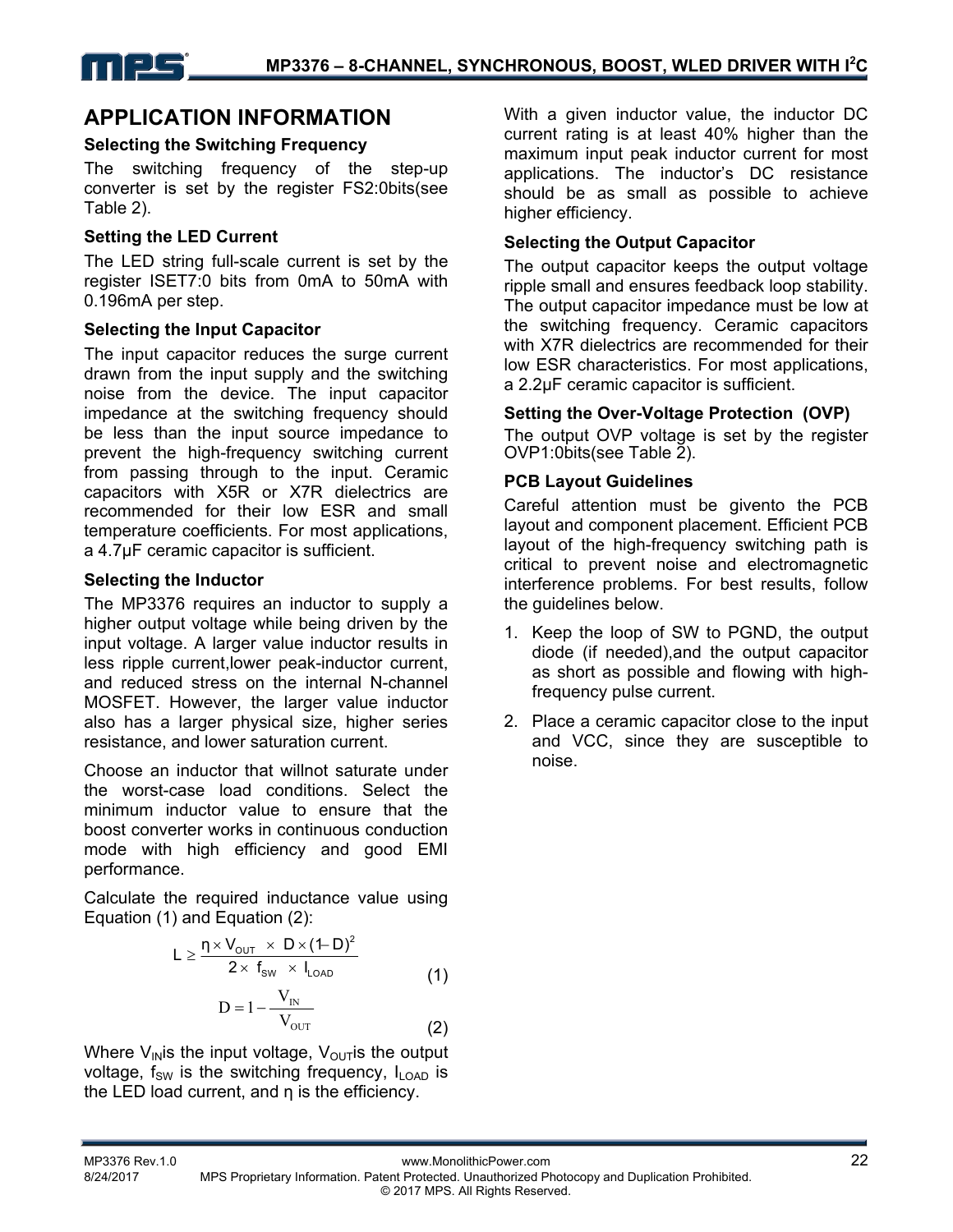## APPLICATION INFORMATION

### Selecting the Switching Frequency

The switching frequency of the step-up converter is set by the register FS2:0bits(see Table 2).

### Setting the LED Current

The LED string full-scale current is set by the register ISET7:0 bits from 0mA to 50mA with 0.196mA per step.

### Selecting the Input Capacitor

The input capacitor reduces the surge current drawn from the input supply and the switching noise from the device. The input capacitor impedance at the switching frequency should be less than the input source impedance to prevent the high-frequency switching current from passing through to the input. Ceramic capacitors with X5R or X7R dielectrics are recommended for their low ESR and small temperature coefficients. For most applications, a 4.7μF ceramic capacitor is sufficient.

### Selecting the Inductor

The MP3376 requires an inductor to supply a higher output voltage while being driven by the input voltage. A larger value inductor results in less ripple current,lower peak-inductor current, and reduced stress on the internal N-channel MOSFET. However, the larger value inductor also has a larger physical size, higher series resistance, and lower saturation current.

Choose an inductor that willnot saturate under the worst-case load conditions. Select the minimum inductor value to ensure that the boost converter works in continuous conduction mode with high efficiency and good EMI performance.

Calculate the required inductance value using Equation (1) and Equation (2):

$$L \geq \frac{\eta \times V_{OUT} \times D \times (1-D)^2}{2 \times f_{SW} \times I_{LOAD}} \quad (1)$$

$$D = 1 - \frac{V_{IN}}{V_{OUT}} \quad (2)$$

Where $V_{IN}$is the input voltage, $V_{OUT}$is the output voltage, $f_{SW}$ is the switching frequency, $I_{LOAD}$ is the LED load current, and η is the efficiency.

With a given inductor value, the inductor DC current rating is at least 40% higher than the maximum input peak inductor current for most applications. The inductor's DC resistance should be as small as possible to achieve higher efficiency.

### Selecting the Output Capacitor

The output capacitor keeps the output voltage ripple small and ensures feedback loop stability. The output capacitor impedance must be low at the switching frequency. Ceramic capacitors with X7R dielectrics are recommended for their low ESR characteristics. For most applications, a 2.2μF ceramic capacitor is sufficient.

### Setting the Over-Voltage Protection (OVP)

The output OVP voltage is set by the register OVP1:0bits(see Table 2).

### PCB Layout Guidelines

Careful attention must be givento the PCB layout and component placement. Efficient PCB layout of the high-frequency switching path is critical to prevent noise and electromagnetic interference problems. For best results, follow the guidelines below.

1. Keep the loop of SW to PGND, the output diode (if needed),and the output capacitor as short as possible and flowing with high-frequency pulse current.
2. Place a ceramic capacitor close to the input and VCC, since they are susceptible to noise.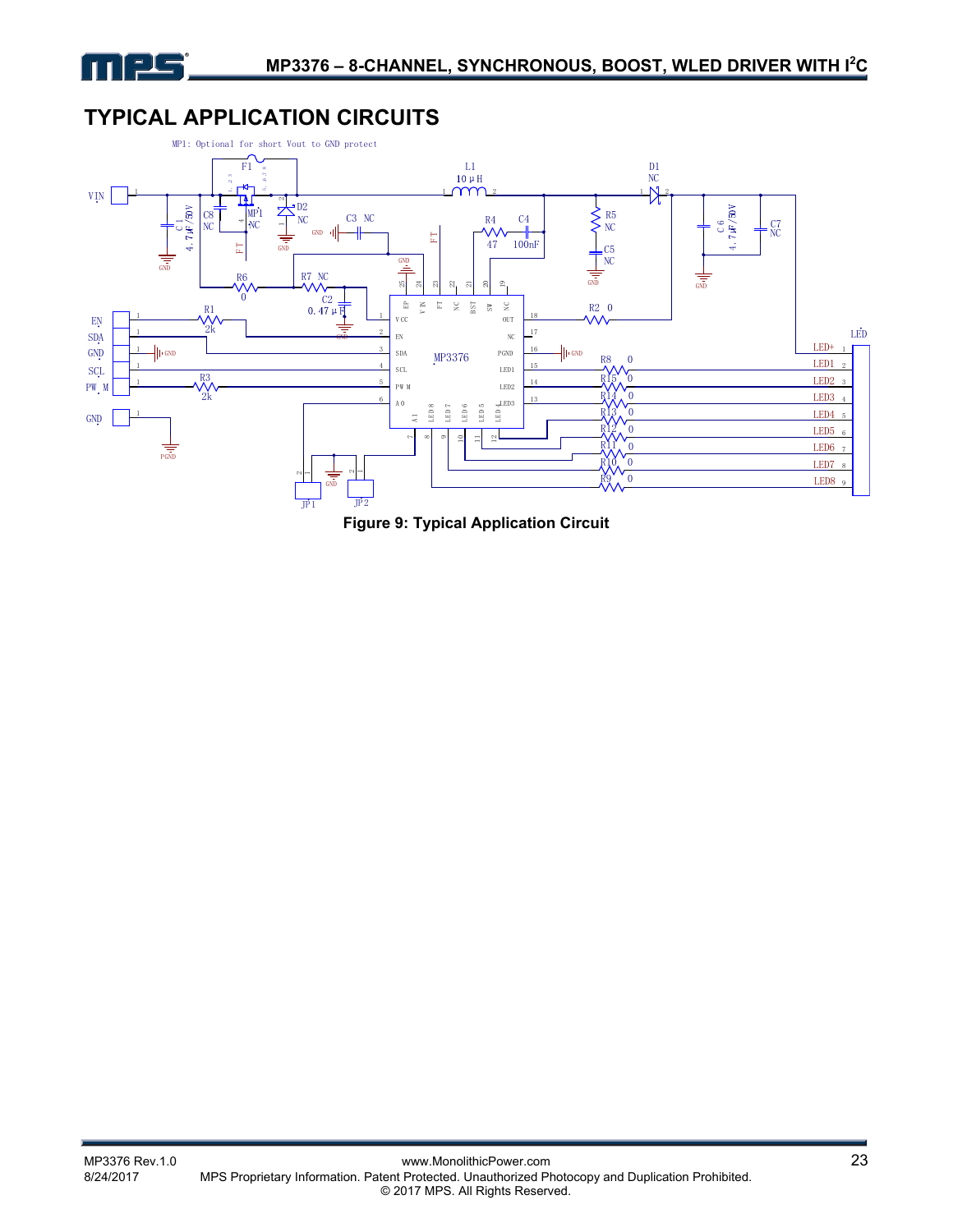## TYPICAL APPLICATION CIRCUITS

Figure 9: Typical Application Circuit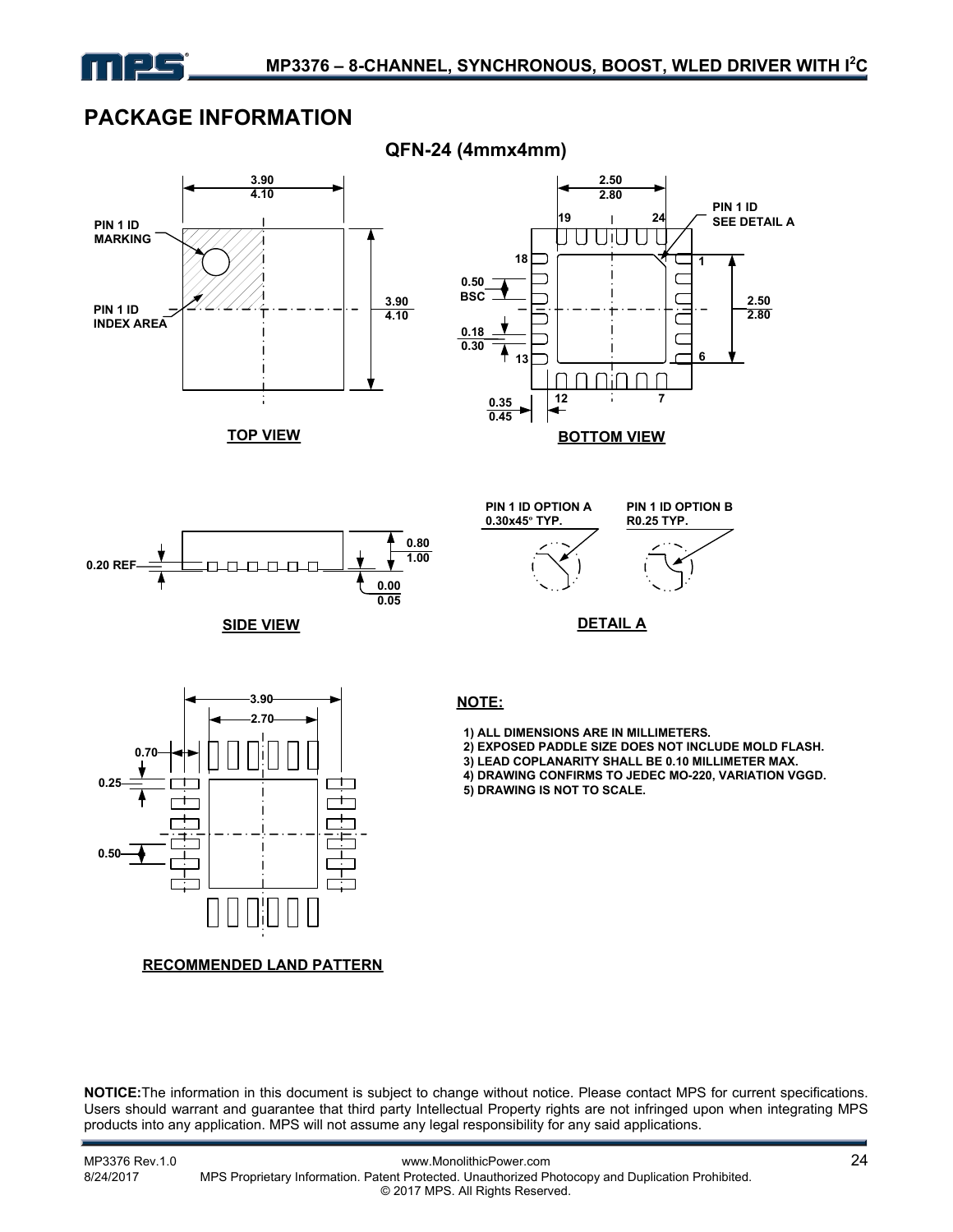# PACKAGE INFORMATION

## QFN-24 (4mmx4mm)

3.90
4.10

PIN 1 ID MARKING

PIN 1 ID INDEX AREA

3.90
4.10

**TOP VIEW**

2.50
2.80

19
24

PIN 1 ID SEE DETAIL A

18
1

0.50 BSC

2.50
2.80

0.18
0.30

13
6

12
7

0.35
0.45

**BOTTOM VIEW**

0.20 REF

0.80
1.00

0.00
0.05

**SIDE VIEW**

PIN 1 ID OPTION A
0.30x45° TYP.

PIN 1 ID OPTION B
R0.25 TYP.

**DETAIL A**

3.90
2.70
0.70
0.25
0.50

**RECOMMENDED LAND PATTERN**

**NOTE:**

1) ALL DIMENSIONS ARE IN MILLIMETERS.
2) EXPOSED PADDLE SIZE DOES NOT INCLUDE MOLD FLASH.
3) LEAD COPLANARITY SHALL BE 0.10 MILLIMETER MAX.
4) DRAWING CONFIRMS TO JEDEC MO-220, VARIATION VGGD.
5) DRAWING IS NOT TO SCALE.

**NOTICE:** The information in this document is subject to change without notice. Please contact MPS for current specifications. Users should warrant and guarantee that third party Intellectual Property rights are not infringed upon when integrating MPS products into any application. MPS will not assume any legal responsibility for any said applications.